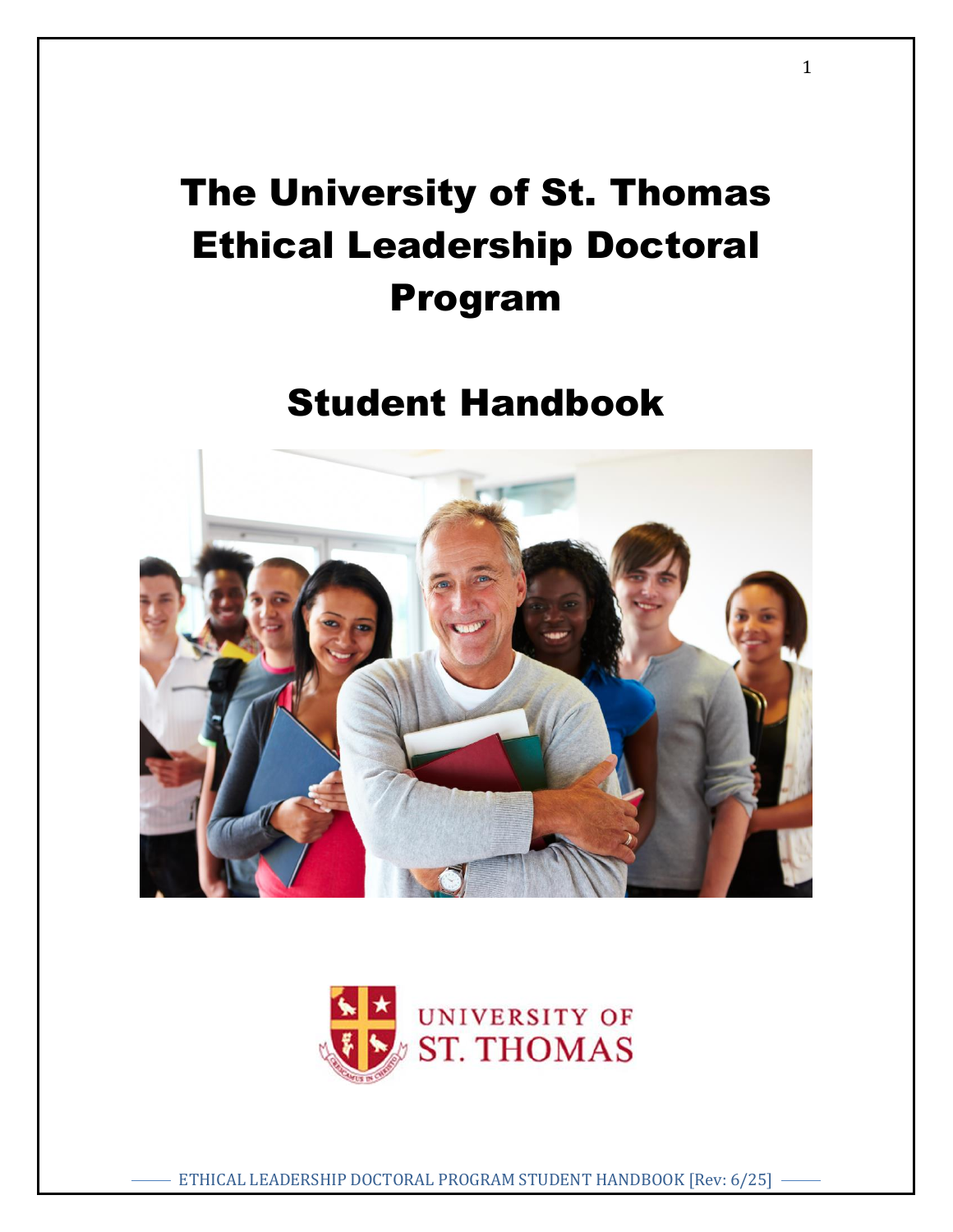# The University of St. Thomas Ethical Leadership Doctoral Program

# Student Handbook

UNIVERSITY OF ST. THOMAS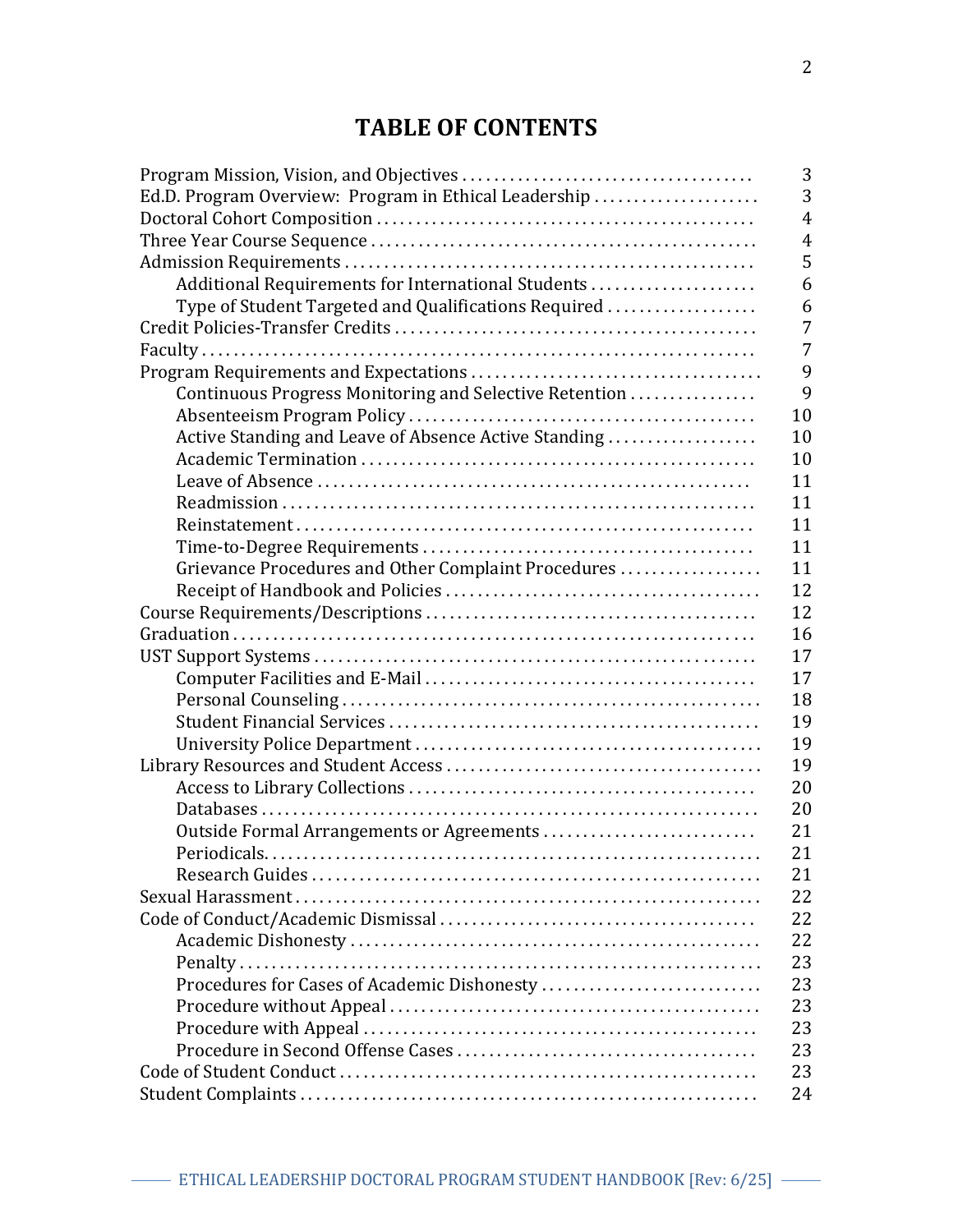# TABLE OF CONTENTS

| | |
|---|---|
| Program Mission, Vision, and Objectives | 3 |
| Ed.D. Program Overview: Program in Ethical Leadership | 3 |
| Doctoral Cohort Composition | 4 |
| Three Year Course Sequence | 4 |
| Admission Requirements | 5 |
| Additional Requirements for International Students | 6 |
| Type of Student Targeted and Qualifications Required | 6 |
| Credit Policies-Transfer Credits | 7 |
| Faculty | 7 |
| Program Requirements and Expectations | 9 |
| Continuous Progress Monitoring and Selective Retention | 9 |
| Absenteeism Program Policy | 10 |
| Active Standing and Leave of Absence Active Standing | 10 |
| Academic Termination | 10 |
| Leave of Absence | 11 |
| Readmission | 11 |
| Reinstatement | 11 |
| Time-to-Degree Requirements | 11 |
| Grievance Procedures and Other Complaint Procedures | 11 |
| Receipt of Handbook and Policies | 12 |
| Course Requirements/Descriptions | 12 |
| Graduation | 16 |
| UST Support Systems | 17 |
| Computer Facilities and E-Mail | 17 |
| Personal Counseling | 18 |
| Student Financial Services | 19 |
| University Police Department | 19 |
| Library Resources and Student Access | 19 |
| Access to Library Collections | 20 |
| Databases | 20 |
| Outside Formal Arrangements or Agreements | 21 |
| Periodicals | 21 |
| Research Guides | 21 |
| Sexual Harassment | 22 |
| Code of Conduct/Academic Dismissal | 22 |
| Academic Dishonesty | 22 |
| Penalty | 23 |
| Procedures for Cases of Academic Dishonesty | 23 |
| Procedure without Appeal | 23 |
| Procedure with Appeal | 23 |
| Procedure in Second Offense Cases | 23 |
| Code of Student Conduct | 23 |
| Student Complaints | 24 |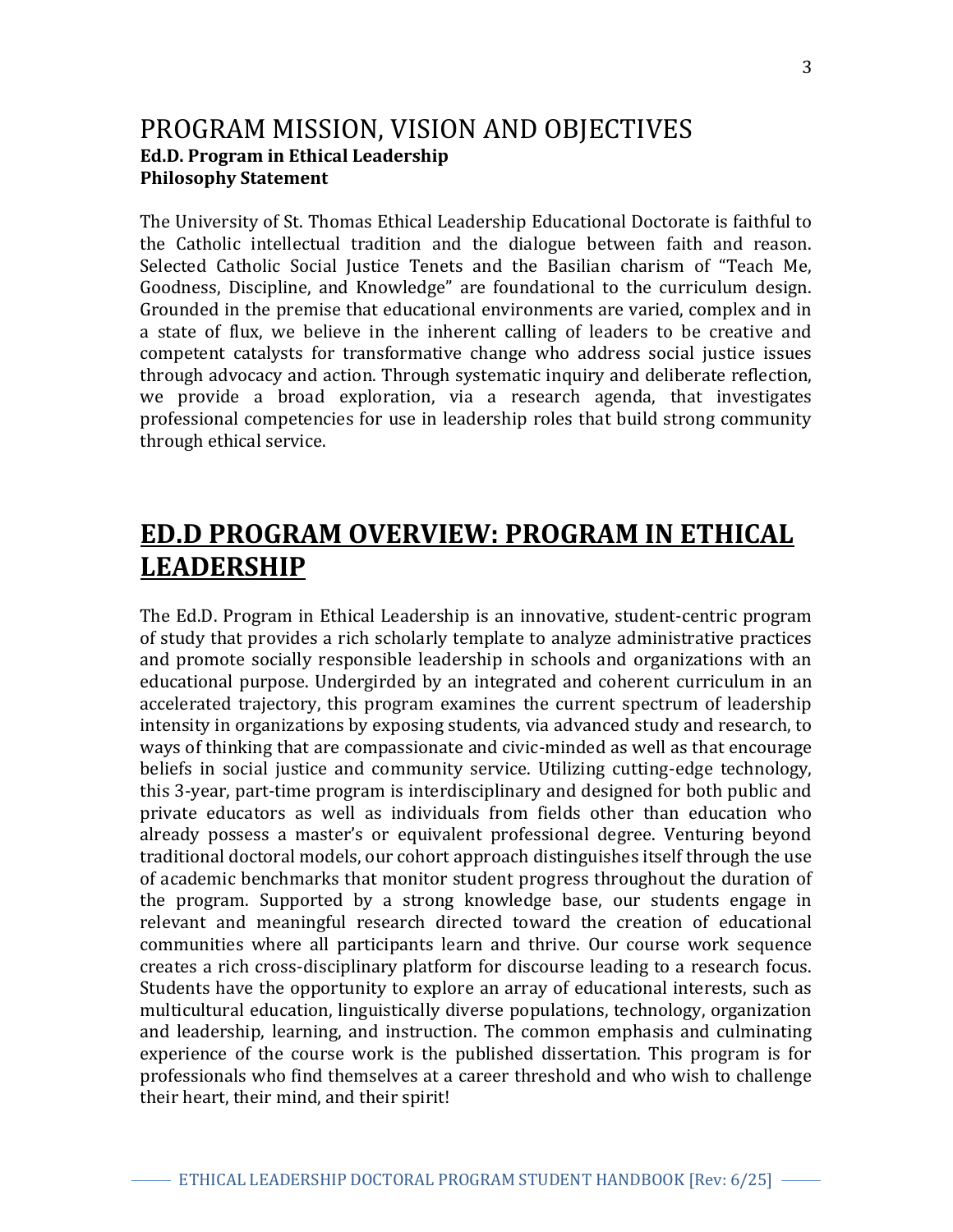# PROGRAM MISSION, VISION AND OBJECTIVES

**Ed.D. Program in Ethical Leadership**

**Philosophy Statement**

The University of St. Thomas Ethical Leadership Educational Doctorate is faithful to the Catholic intellectual tradition and the dialogue between faith and reason. Selected Catholic Social Justice Tenets and the Basilian charism of "Teach Me, Goodness, Discipline, and Knowledge" are foundational to the curriculum design. Grounded in the premise that educational environments are varied, complex and in a state of flux, we believe in the inherent calling of leaders to be creative and competent catalysts for transformative change who address social justice issues through advocacy and action. Through systematic inquiry and deliberate reflection, we provide a broad exploration, via a research agenda, that investigates professional competencies for use in leadership roles that build strong community through ethical service.

# ED.D PROGRAM OVERVIEW: PROGRAM IN ETHICAL LEADERSHIP

The Ed.D. Program in Ethical Leadership is an innovative, student-centric program of study that provides a rich scholarly template to analyze administrative practices and promote socially responsible leadership in schools and organizations with an educational purpose. Undergirded by an integrated and coherent curriculum in an accelerated trajectory, this program examines the current spectrum of leadership intensity in organizations by exposing students, via advanced study and research, to ways of thinking that are compassionate and civic-minded as well as that encourage beliefs in social justice and community service. Utilizing cutting-edge technology, this 3-year, part-time program is interdisciplinary and designed for both public and private educators as well as individuals from fields other than education who already possess a master's or equivalent professional degree. Venturing beyond traditional doctoral models, our cohort approach distinguishes itself through the use of academic benchmarks that monitor student progress throughout the duration of the program. Supported by a strong knowledge base, our students engage in relevant and meaningful research directed toward the creation of educational communities where all participants learn and thrive. Our course work sequence creates a rich cross-disciplinary platform for discourse leading to a research focus. Students have the opportunity to explore an array of educational interests, such as multicultural education, linguistically diverse populations, technology, organization and leadership, learning, and instruction. The common emphasis and culminating experience of the course work is the published dissertation. This program is for professionals who find themselves at a career threshold and who wish to challenge their heart, their mind, and their spirit!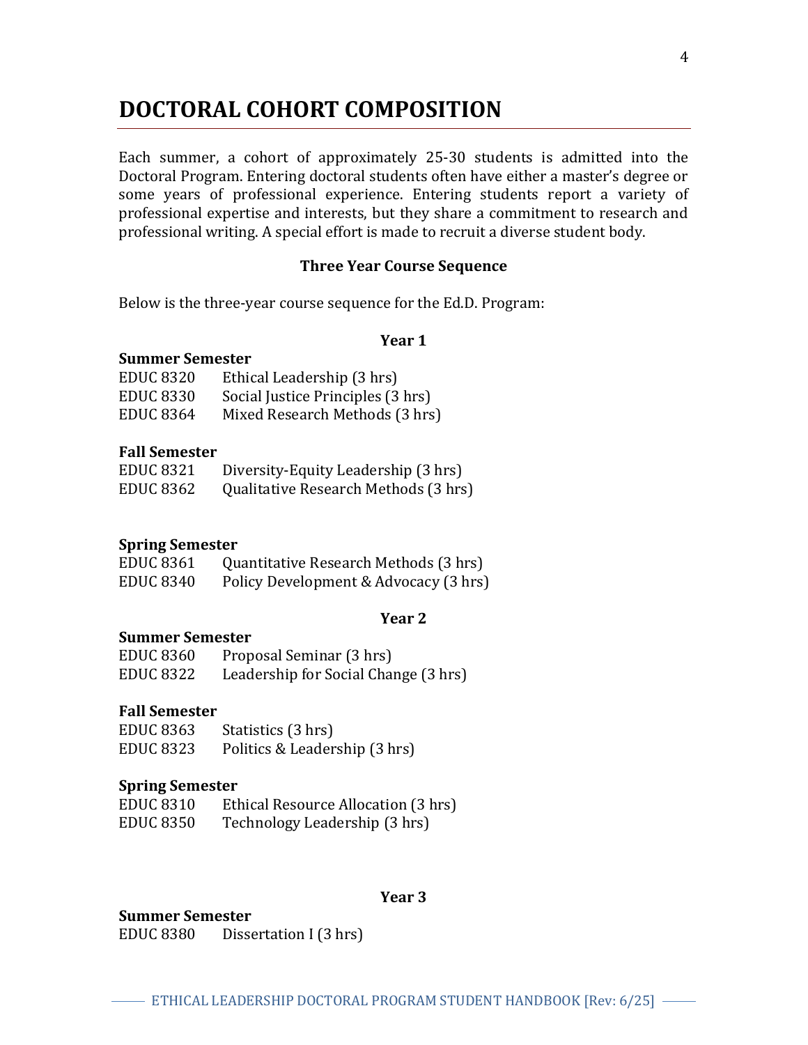# DOCTORAL COHORT COMPOSITION

Each summer, a cohort of approximately 25-30 students is admitted into the Doctoral Program. Entering doctoral students often have either a master's degree or some years of professional experience. Entering students report a variety of professional expertise and interests, but they share a commitment to research and professional writing. A special effort is made to recruit a diverse student body.

### Three Year Course Sequence

Below is the three-year course sequence for the Ed.D. Program:

#### Year 1

**Summer Semester**
EDUC 8320 Ethical Leadership (3 hrs)
EDUC 8330 Social Justice Principles (3 hrs)
EDUC 8364 Mixed Research Methods (3 hrs)

**Fall Semester**
EDUC 8321 Diversity-Equity Leadership (3 hrs)
EDUC 8362 Qualitative Research Methods (3 hrs)

**Spring Semester**
EDUC 8361 Quantitative Research Methods (3 hrs)
EDUC 8340 Policy Development & Advocacy (3 hrs)

#### Year 2

**Summer Semester**
EDUC 8360 Proposal Seminar (3 hrs)
EDUC 8322 Leadership for Social Change (3 hrs)

**Fall Semester**
EDUC 8363 Statistics (3 hrs)
EDUC 8323 Politics & Leadership (3 hrs)

**Spring Semester**
EDUC 8310 Ethical Resource Allocation (3 hrs)
EDUC 8350 Technology Leadership (3 hrs)

#### Year 3

**Summer Semester**
EDUC 8380 Dissertation I (3 hrs)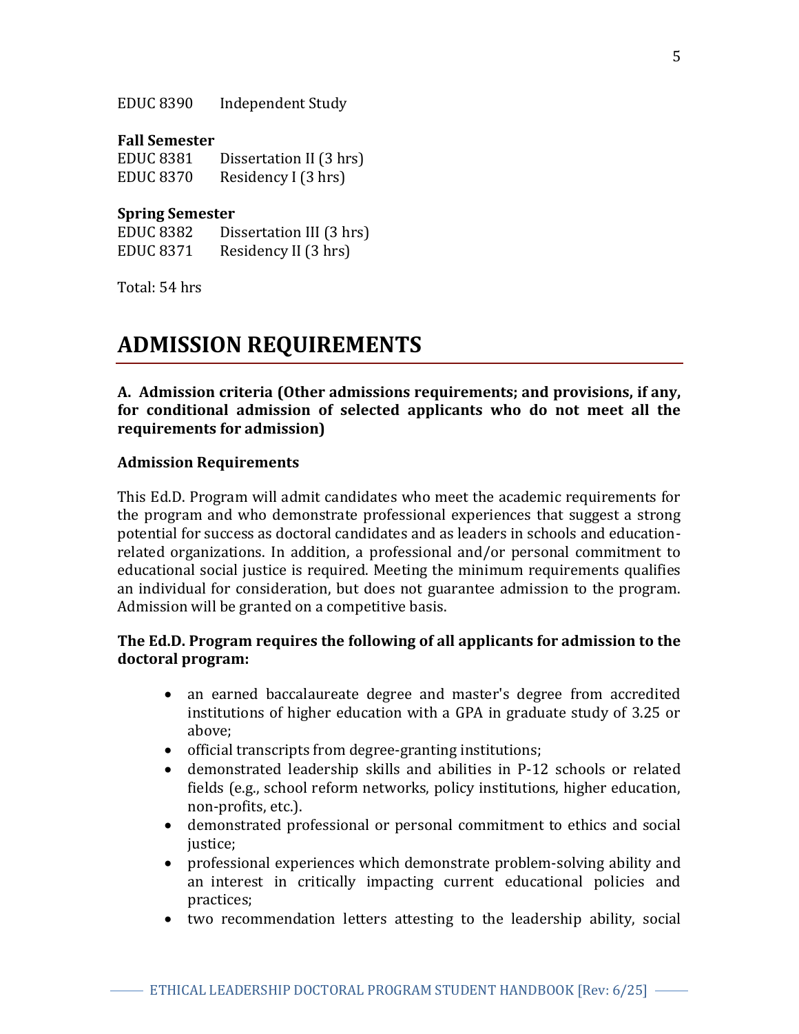EDUC 8390 Independent Study

**Fall Semester**

EDUC 8381 Dissertation II (3 hrs)
EDUC 8370 Residency I (3 hrs)

**Spring Semester**

EDUC 8382 Dissertation III (3 hrs)
EDUC 8371 Residency II (3 hrs)

Total: 54 hrs

# ADMISSION REQUIREMENTS

**A. Admission criteria (Other admissions requirements; and provisions, if any, for conditional admission of selected applicants who do not meet all the requirements for admission)**

**Admission Requirements**

This Ed.D. Program will admit candidates who meet the academic requirements for the program and who demonstrate professional experiences that suggest a strong potential for success as doctoral candidates and as leaders in schools and education-related organizations. In addition, a professional and/or personal commitment to educational social justice is required. Meeting the minimum requirements qualifies an individual for consideration, but does not guarantee admission to the program. Admission will be granted on a competitive basis.

**The Ed.D. Program requires the following of all applicants for admission to the doctoral program:**

- an earned baccalaureate degree and master's degree from accredited institutions of higher education with a GPA in graduate study of 3.25 or above;
- official transcripts from degree-granting institutions;
- demonstrated leadership skills and abilities in P-12 schools or related fields (e.g., school reform networks, policy institutions, higher education, non-profits, etc.).
- demonstrated professional or personal commitment to ethics and social justice;
- professional experiences which demonstrate problem-solving ability and an interest in critically impacting current educational policies and practices;
- two recommendation letters attesting to the leadership ability, social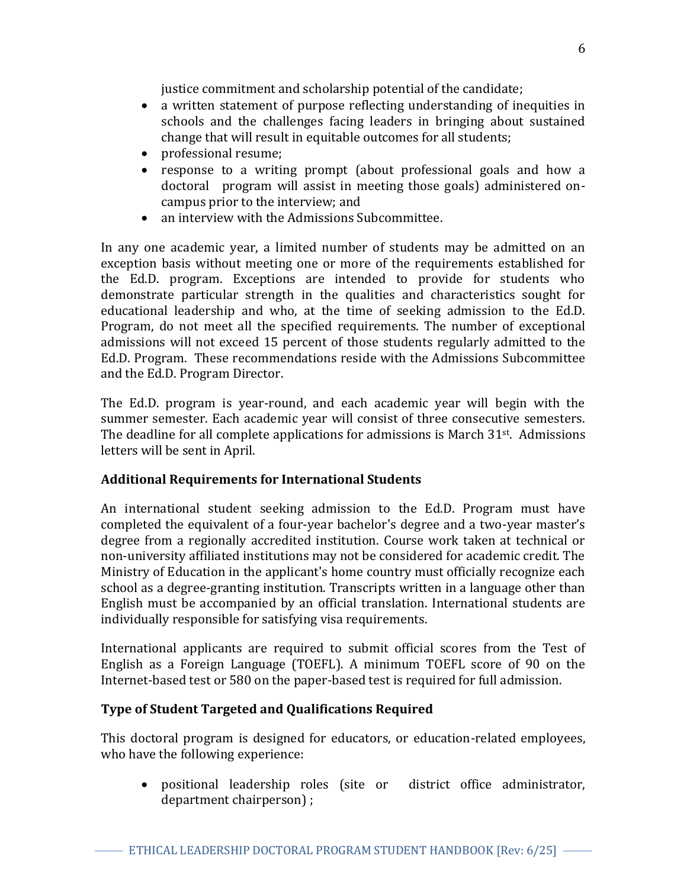justice commitment and scholarship potential of the candidate;

- a written statement of purpose reflecting understanding of inequities in schools and the challenges facing leaders in bringing about sustained change that will result in equitable outcomes for all students;
- professional resume;
- response to a writing prompt (about professional goals and how a doctoral program will assist in meeting those goals) administered on-campus prior to the interview; and
- an interview with the Admissions Subcommittee.

In any one academic year, a limited number of students may be admitted on an exception basis without meeting one or more of the requirements established for the Ed.D. program. Exceptions are intended to provide for students who demonstrate particular strength in the qualities and characteristics sought for educational leadership and who, at the time of seeking admission to the Ed.D. Program, do not meet all the specified requirements. The number of exceptional admissions will not exceed 15 percent of those students regularly admitted to the Ed.D. Program. These recommendations reside with the Admissions Subcommittee and the Ed.D. Program Director.

The Ed.D. program is year-round, and each academic year will begin with the summer semester. Each academic year will consist of three consecutive semesters. The deadline for all complete applications for admissions is March 31st. Admissions letters will be sent in April.

### Additional Requirements for International Students

An international student seeking admission to the Ed.D. Program must have completed the equivalent of a four-year bachelor's degree and a two-year master's degree from a regionally accredited institution. Course work taken at technical or non-university affiliated institutions may not be considered for academic credit. The Ministry of Education in the applicant's home country must officially recognize each school as a degree-granting institution. Transcripts written in a language other than English must be accompanied by an official translation. International students are individually responsible for satisfying visa requirements.

International applicants are required to submit official scores from the Test of English as a Foreign Language (TOEFL). A minimum TOEFL score of 90 on the Internet-based test or 580 on the paper-based test is required for full admission.

### Type of Student Targeted and Qualifications Required

This doctoral program is designed for educators, or education-related employees, who have the following experience:

- positional leadership roles (site or district office administrator, department chairperson) ;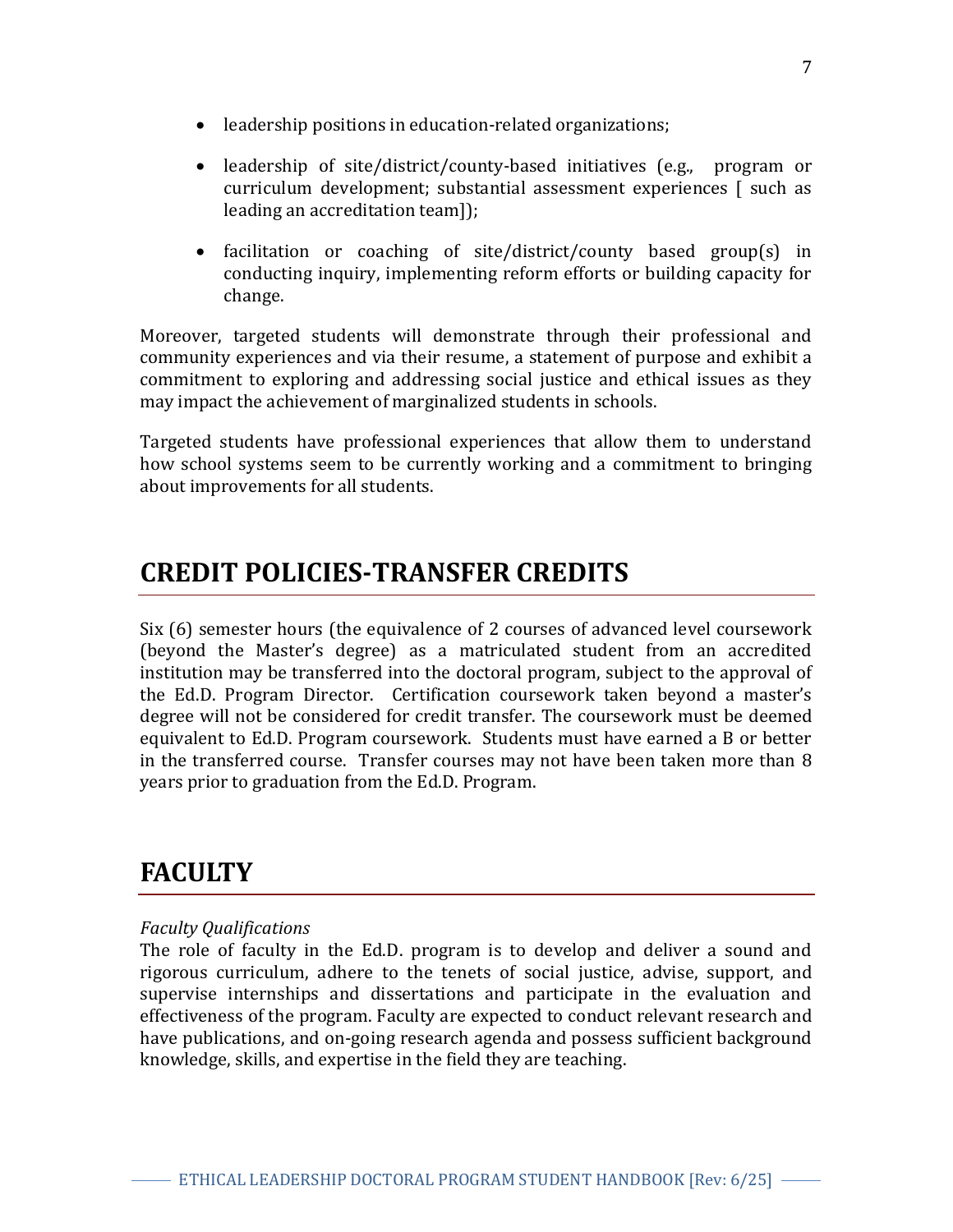- leadership positions in education-related organizations;
- leadership of site/district/county-based initiatives (e.g., program or curriculum development; substantial assessment experiences [ such as leading an accreditation team]);
- facilitation or coaching of site/district/county based group(s) in conducting inquiry, implementing reform efforts or building capacity for change.

Moreover, targeted students will demonstrate through their professional and community experiences and via their resume, a statement of purpose and exhibit a commitment to exploring and addressing social justice and ethical issues as they may impact the achievement of marginalized students in schools.

Targeted students have professional experiences that allow them to understand how school systems seem to be currently working and a commitment to bringing about improvements for all students.

# CREDIT POLICIES-TRANSFER CREDITS

Six (6) semester hours (the equivalence of 2 courses of advanced level coursework (beyond the Master's degree) as a matriculated student from an accredited institution may be transferred into the doctoral program, subject to the approval of the Ed.D. Program Director. Certification coursework taken beyond a master's degree will not be considered for credit transfer. The coursework must be deemed equivalent to Ed.D. Program coursework. Students must have earned a B or better in the transferred course. Transfer courses may not have been taken more than 8 years prior to graduation from the Ed.D. Program.

# FACULTY

*Faculty Qualifications*

The role of faculty in the Ed.D. program is to develop and deliver a sound and rigorous curriculum, adhere to the tenets of social justice, advise, support, and supervise internships and dissertations and participate in the evaluation and effectiveness of the program. Faculty are expected to conduct relevant research and have publications, and on-going research agenda and possess sufficient background knowledge, skills, and expertise in the field they are teaching.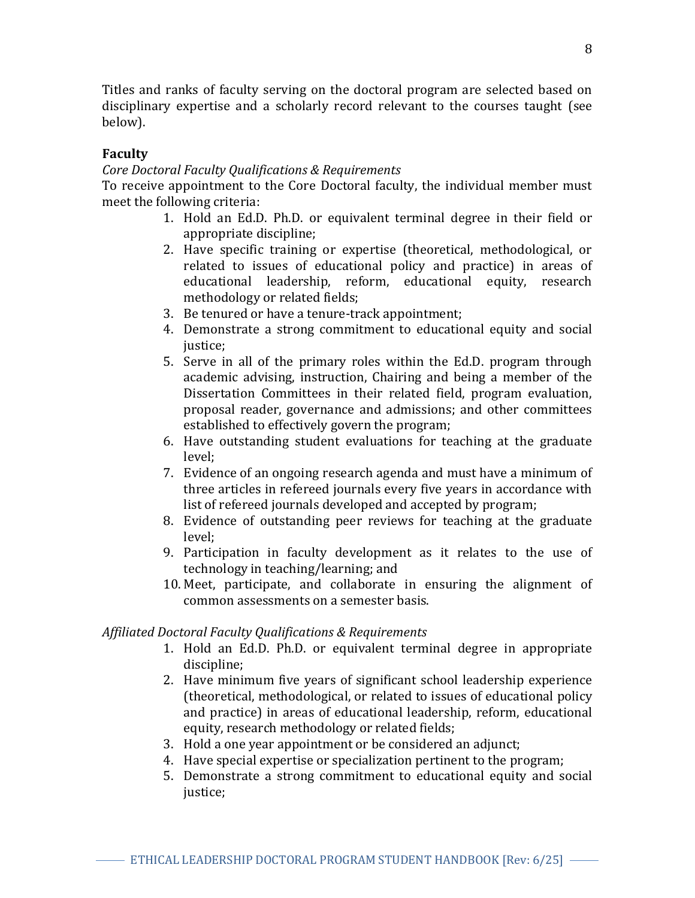Titles and ranks of faculty serving on the doctoral program are selected based on disciplinary expertise and a scholarly record relevant to the courses taught (see below).

**Faculty**

*Core Doctoral Faculty Qualifications & Requirements*

To receive appointment to the Core Doctoral faculty, the individual member must meet the following criteria:

1. Hold an Ed.D. Ph.D. or equivalent terminal degree in their field or appropriate discipline;
2. Have specific training or expertise (theoretical, methodological, or related to issues of educational policy and practice) in areas of educational leadership, reform, educational equity, research methodology or related fields;
3. Be tenured or have a tenure-track appointment;
4. Demonstrate a strong commitment to educational equity and social justice;
5. Serve in all of the primary roles within the Ed.D. program through academic advising, instruction, Chairing and being a member of the Dissertation Committees in their related field, program evaluation, proposal reader, governance and admissions; and other committees established to effectively govern the program;
6. Have outstanding student evaluations for teaching at the graduate level;
7. Evidence of an ongoing research agenda and must have a minimum of three articles in refereed journals every five years in accordance with list of refereed journals developed and accepted by program;
8. Evidence of outstanding peer reviews for teaching at the graduate level;
9. Participation in faculty development as it relates to the use of technology in teaching/learning; and
10. Meet, participate, and collaborate in ensuring the alignment of common assessments on a semester basis.

*Affiliated Doctoral Faculty Qualifications & Requirements*

1. Hold an Ed.D. Ph.D. or equivalent terminal degree in appropriate discipline;
2. Have minimum five years of significant school leadership experience (theoretical, methodological, or related to issues of educational policy and practice) in areas of educational leadership, reform, educational equity, research methodology or related fields;
3. Hold a one year appointment or be considered an adjunct;
4. Have special expertise or specialization pertinent to the program;
5. Demonstrate a strong commitment to educational equity and social justice;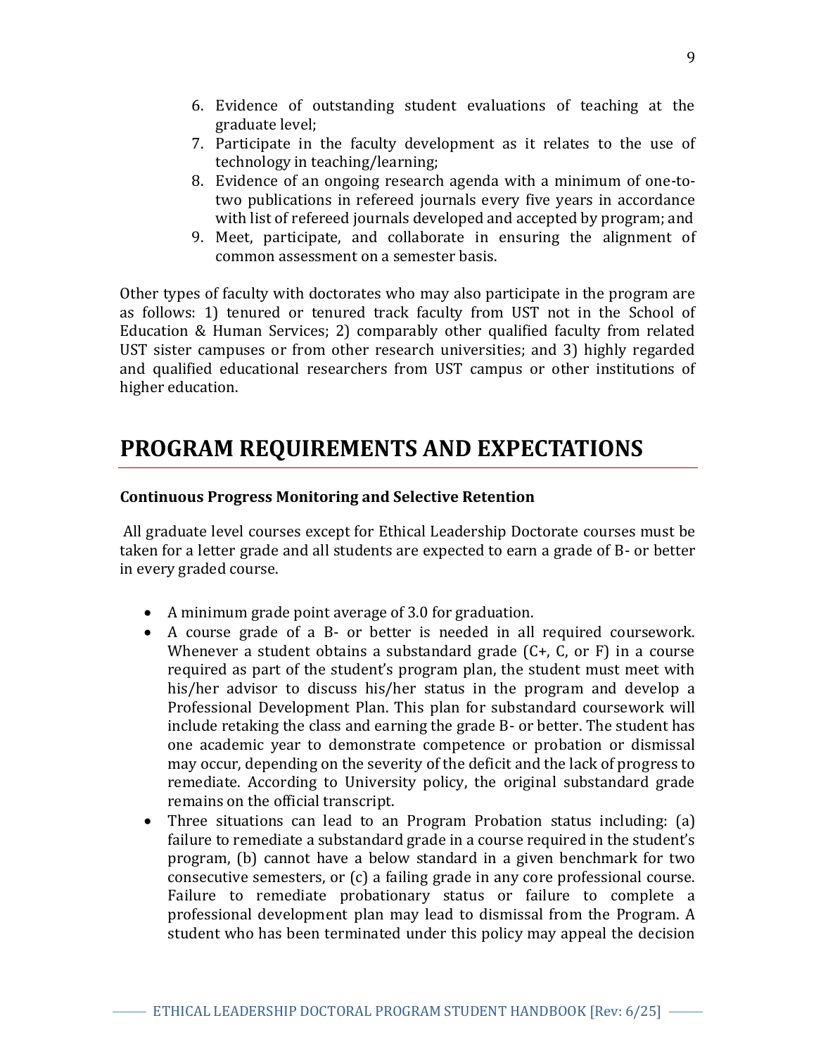6. Evidence of outstanding student evaluations of teaching at the graduate level;
7. Participate in the faculty development as it relates to the use of technology in teaching/learning;
8. Evidence of an ongoing research agenda with a minimum of one-to-two publications in refereed journals every five years in accordance with list of refereed journals developed and accepted by program; and
9. Meet, participate, and collaborate in ensuring the alignment of common assessment on a semester basis.

Other types of faculty with doctorates who may also participate in the program are as follows: 1) tenured or tenured track faculty from UST not in the School of Education & Human Services; 2) comparably other qualified faculty from related UST sister campuses or from other research universities; and 3) highly regarded and qualified educational researchers from UST campus or other institutions of higher education.

# PROGRAM REQUIREMENTS AND EXPECTATIONS

**Continuous Progress Monitoring and Selective Retention**

All graduate level courses except for Ethical Leadership Doctorate courses must be taken for a letter grade and all students are expected to earn a grade of B- or better in every graded course.

- A minimum grade point average of 3.0 for graduation.
- A course grade of a B- or better is needed in all required coursework. Whenever a student obtains a substandard grade (C+, C, or F) in a course required as part of the student's program plan, the student must meet with his/her advisor to discuss his/her status in the program and develop a Professional Development Plan. This plan for substandard coursework will include retaking the class and earning the grade B- or better. The student has one academic year to demonstrate competence or probation or dismissal may occur, depending on the severity of the deficit and the lack of progress to remediate. According to University policy, the original substandard grade remains on the official transcript.
- Three situations can lead to an Program Probation status including: (a) failure to remediate a substandard grade in a course required in the student's program, (b) cannot have a below standard in a given benchmark for two consecutive semesters, or (c) a failing grade in any core professional course. Failure to remediate probationary status or failure to complete a professional development plan may lead to dismissal from the Program. A student who has been terminated under this policy may appeal the decision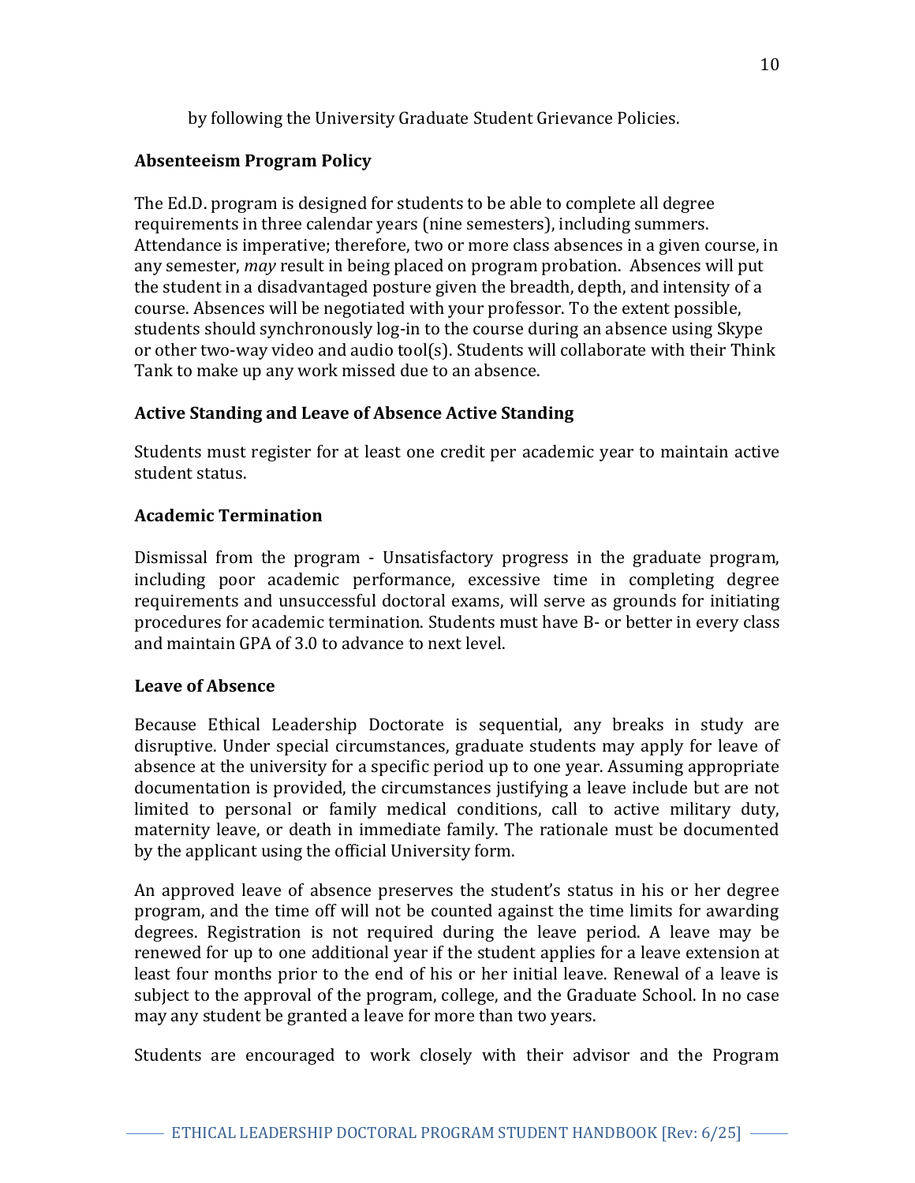by following the University Graduate Student Grievance Policies.

**Absenteeism Program Policy**

The Ed.D. program is designed for students to be able to complete all degree requirements in three calendar years (nine semesters), including summers. Attendance is imperative; therefore, two or more class absences in a given course, in any semester, *may* result in being placed on program probation. Absences will put the student in a disadvantaged posture given the breadth, depth, and intensity of a course. Absences will be negotiated with your professor. To the extent possible, students should synchronously log-in to the course during an absence using Skype or other two-way video and audio tool(s). Students will collaborate with their Think Tank to make up any work missed due to an absence.

**Active Standing and Leave of Absence Active Standing**

Students must register for at least one credit per academic year to maintain active student status.

**Academic Termination**

Dismissal from the program - Unsatisfactory progress in the graduate program, including poor academic performance, excessive time in completing degree requirements and unsuccessful doctoral exams, will serve as grounds for initiating procedures for academic termination. Students must have B- or better in every class and maintain GPA of 3.0 to advance to next level.

**Leave of Absence**

Because Ethical Leadership Doctorate is sequential, any breaks in study are disruptive. Under special circumstances, graduate students may apply for leave of absence at the university for a specific period up to one year. Assuming appropriate documentation is provided, the circumstances justifying a leave include but are not limited to personal or family medical conditions, call to active military duty, maternity leave, or death in immediate family. The rationale must be documented by the applicant using the official University form.

An approved leave of absence preserves the student's status in his or her degree program, and the time off will not be counted against the time limits for awarding degrees. Registration is not required during the leave period. A leave may be renewed for up to one additional year if the student applies for a leave extension at least four months prior to the end of his or her initial leave. Renewal of a leave is subject to the approval of the program, college, and the Graduate School. In no case may any student be granted a leave for more than two years.

Students are encouraged to work closely with their advisor and the Program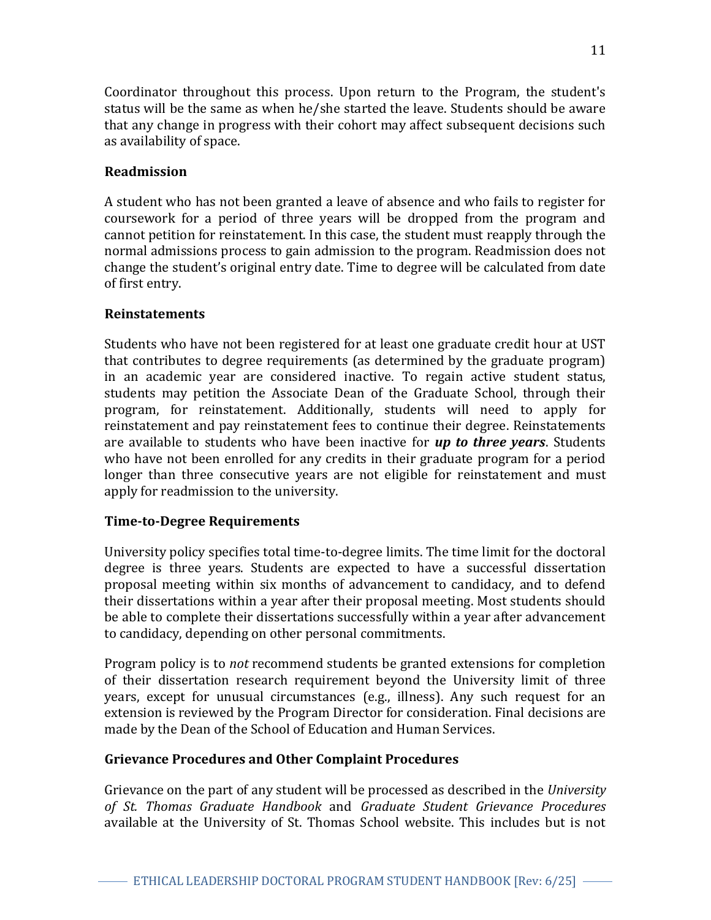Coordinator throughout this process. Upon return to the Program, the student's status will be the same as when he/she started the leave. Students should be aware that any change in progress with their cohort may affect subsequent decisions such as availability of space.

### Readmission

A student who has not been granted a leave of absence and who fails to register for coursework for a period of three years will be dropped from the program and cannot petition for reinstatement. In this case, the student must reapply through the normal admissions process to gain admission to the program. Readmission does not change the student's original entry date. Time to degree will be calculated from date of first entry.

### Reinstatements

Students who have not been registered for at least one graduate credit hour at UST that contributes to degree requirements (as determined by the graduate program) in an academic year are considered inactive. To regain active student status, students may petition the Associate Dean of the Graduate School, through their program, for reinstatement. Additionally, students will need to apply for reinstatement and pay reinstatement fees to continue their degree. Reinstatements are available to students who have been inactive for ***up to three years***. Students who have not been enrolled for any credits in their graduate program for a period longer than three consecutive years are not eligible for reinstatement and must apply for readmission to the university.

### Time-to-Degree Requirements

University policy specifies total time-to-degree limits. The time limit for the doctoral degree is three years. Students are expected to have a successful dissertation proposal meeting within six months of advancement to candidacy, and to defend their dissertations within a year after their proposal meeting. Most students should be able to complete their dissertations successfully within a year after advancement to candidacy, depending on other personal commitments.

Program policy is to *not* recommend students be granted extensions for completion of their dissertation research requirement beyond the University limit of three years, except for unusual circumstances (e.g., illness). Any such request for an extension is reviewed by the Program Director for consideration. Final decisions are made by the Dean of the School of Education and Human Services.

### Grievance Procedures and Other Complaint Procedures

Grievance on the part of any student will be processed as described in the *University of St. Thomas Graduate Handbook* and *Graduate Student Grievance Procedures* available at the University of St. Thomas School website. This includes but is not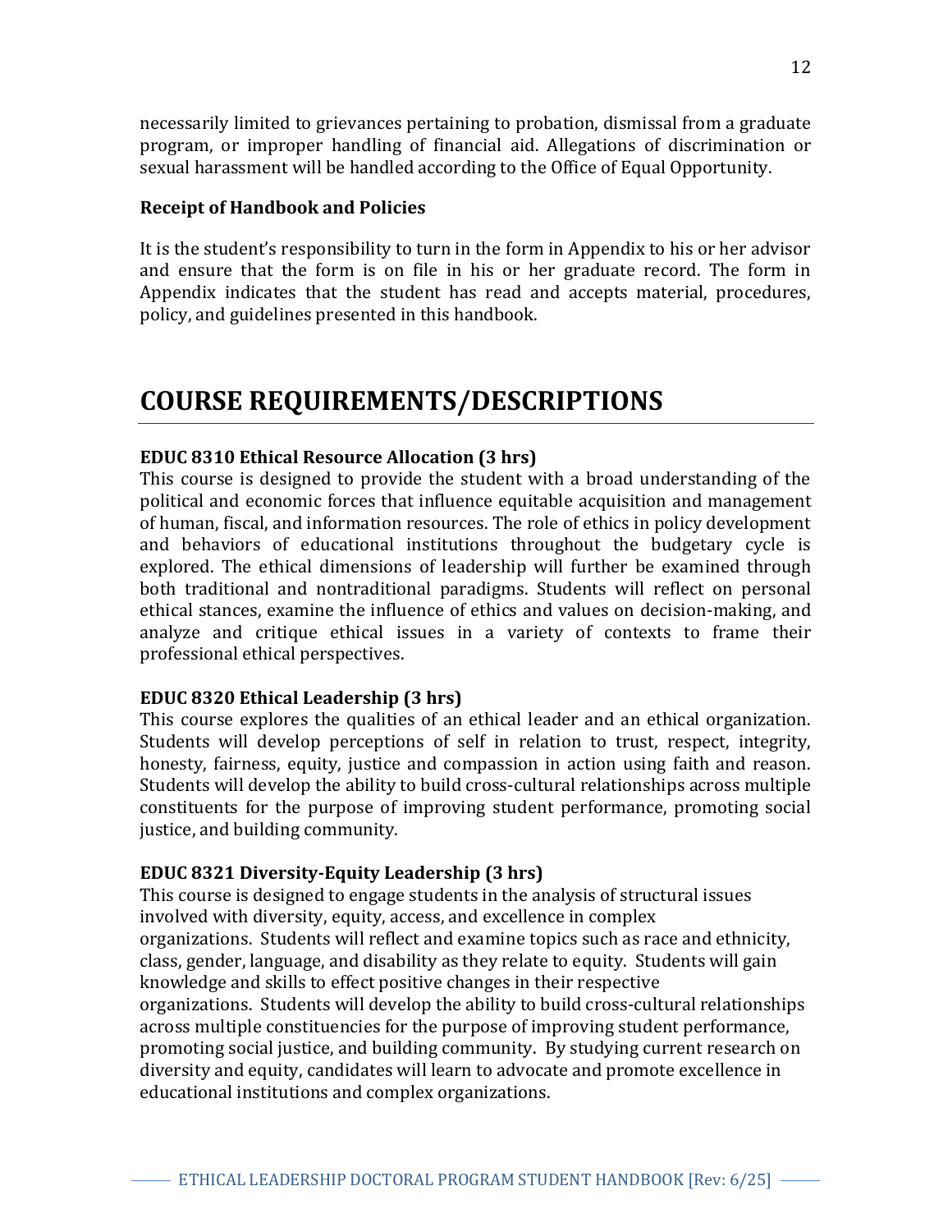necessarily limited to grievances pertaining to probation, dismissal from a graduate program, or improper handling of financial aid. Allegations of discrimination or sexual harassment will be handled according to the Office of Equal Opportunity.

**Receipt of Handbook and Policies**

It is the student's responsibility to turn in the form in Appendix to his or her advisor and ensure that the form is on file in his or her graduate record. The form in Appendix indicates that the student has read and accepts material, procedures, policy, and guidelines presented in this handbook.

# COURSE REQUIREMENTS/DESCRIPTIONS

**EDUC 8310 Ethical Resource Allocation (3 hrs)**
This course is designed to provide the student with a broad understanding of the political and economic forces that influence equitable acquisition and management of human, fiscal, and information resources. The role of ethics in policy development and behaviors of educational institutions throughout the budgetary cycle is explored. The ethical dimensions of leadership will further be examined through both traditional and nontraditional paradigms. Students will reflect on personal ethical stances, examine the influence of ethics and values on decision-making, and analyze and critique ethical issues in a variety of contexts to frame their professional ethical perspectives.

**EDUC 8320 Ethical Leadership (3 hrs)**
This course explores the qualities of an ethical leader and an ethical organization. Students will develop perceptions of self in relation to trust, respect, integrity, honesty, fairness, equity, justice and compassion in action using faith and reason. Students will develop the ability to build cross-cultural relationships across multiple constituents for the purpose of improving student performance, promoting social justice, and building community.

**EDUC 8321 Diversity-Equity Leadership (3 hrs)**
This course is designed to engage students in the analysis of structural issues involved with diversity, equity, access, and excellence in complex organizations. Students will reflect and examine topics such as race and ethnicity, class, gender, language, and disability as they relate to equity. Students will gain knowledge and skills to effect positive changes in their respective organizations. Students will develop the ability to build cross-cultural relationships across multiple constituencies for the purpose of improving student performance, promoting social justice, and building community. By studying current research on diversity and equity, candidates will learn to advocate and promote excellence in educational institutions and complex organizations.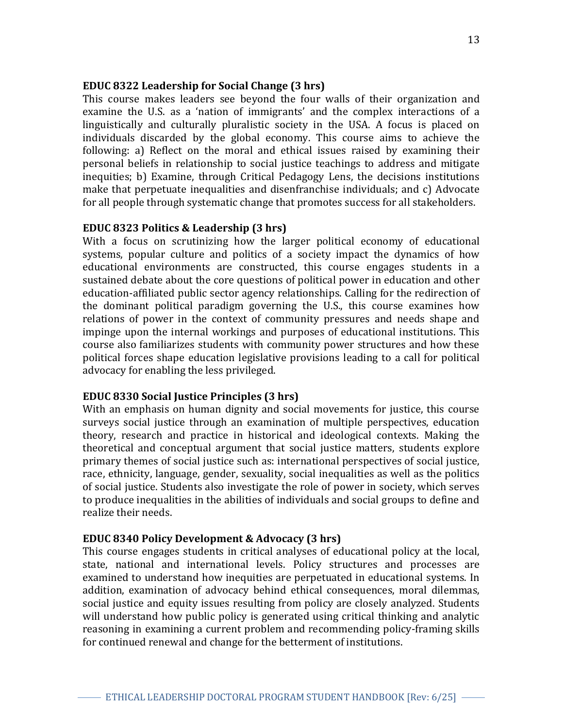**EDUC 8322 Leadership for Social Change (3 hrs)**
This course makes leaders see beyond the four walls of their organization and examine the U.S. as a 'nation of immigrants' and the complex interactions of a linguistically and culturally pluralistic society in the USA. A focus is placed on individuals discarded by the global economy. This course aims to achieve the following: a) Reflect on the moral and ethical issues raised by examining their personal beliefs in relationship to social justice teachings to address and mitigate inequities; b) Examine, through Critical Pedagogy Lens, the decisions institutions make that perpetuate inequalities and disenfranchise individuals; and c) Advocate for all people through systematic change that promotes success for all stakeholders.

**EDUC 8323 Politics & Leadership (3 hrs)**
With a focus on scrutinizing how the larger political economy of educational systems, popular culture and politics of a society impact the dynamics of how educational environments are constructed, this course engages students in a sustained debate about the core questions of political power in education and other education-affiliated public sector agency relationships. Calling for the redirection of the dominant political paradigm governing the U.S., this course examines how relations of power in the context of community pressures and needs shape and impinge upon the internal workings and purposes of educational institutions. This course also familiarizes students with community power structures and how these political forces shape education legislative provisions leading to a call for political advocacy for enabling the less privileged.

**EDUC 8330 Social Justice Principles (3 hrs)**
With an emphasis on human dignity and social movements for justice, this course surveys social justice through an examination of multiple perspectives, education theory, research and practice in historical and ideological contexts. Making the theoretical and conceptual argument that social justice matters, students explore primary themes of social justice such as: international perspectives of social justice, race, ethnicity, language, gender, sexuality, social inequalities as well as the politics of social justice. Students also investigate the role of power in society, which serves to produce inequalities in the abilities of individuals and social groups to define and realize their needs.

**EDUC 8340 Policy Development & Advocacy (3 hrs)**
This course engages students in critical analyses of educational policy at the local, state, national and international levels. Policy structures and processes are examined to understand how inequities are perpetuated in educational systems. In addition, examination of advocacy behind ethical consequences, moral dilemmas, social justice and equity issues resulting from policy are closely analyzed. Students will understand how public policy is generated using critical thinking and analytic reasoning in examining a current problem and recommending policy-framing skills for continued renewal and change for the betterment of institutions.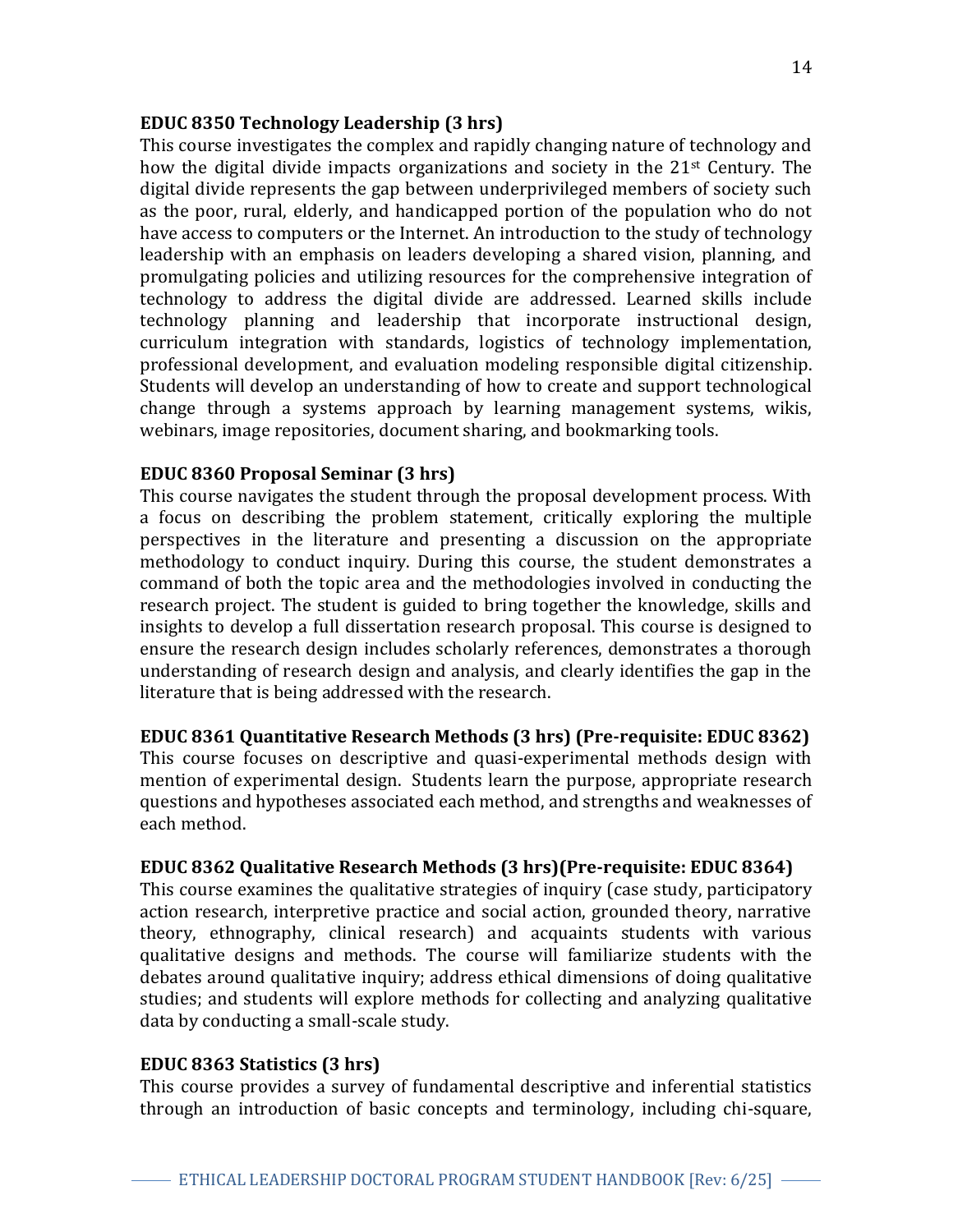**EDUC 8350 Technology Leadership (3 hrs)**
This course investigates the complex and rapidly changing nature of technology and how the digital divide impacts organizations and society in the 21st Century. The digital divide represents the gap between underprivileged members of society such as the poor, rural, elderly, and handicapped portion of the population who do not have access to computers or the Internet. An introduction to the study of technology leadership with an emphasis on leaders developing a shared vision, planning, and promulgating policies and utilizing resources for the comprehensive integration of technology to address the digital divide are addressed. Learned skills include technology planning and leadership that incorporate instructional design, curriculum integration with standards, logistics of technology implementation, professional development, and evaluation modeling responsible digital citizenship. Students will develop an understanding of how to create and support technological change through a systems approach by learning management systems, wikis, webinars, image repositories, document sharing, and bookmarking tools.

**EDUC 8360 Proposal Seminar (3 hrs)**
This course navigates the student through the proposal development process. With a focus on describing the problem statement, critically exploring the multiple perspectives in the literature and presenting a discussion on the appropriate methodology to conduct inquiry. During this course, the student demonstrates a command of both the topic area and the methodologies involved in conducting the research project. The student is guided to bring together the knowledge, skills and insights to develop a full dissertation research proposal. This course is designed to ensure the research design includes scholarly references, demonstrates a thorough understanding of research design and analysis, and clearly identifies the gap in the literature that is being addressed with the research.

**EDUC 8361 Quantitative Research Methods (3 hrs) (Pre-requisite: EDUC 8362)**
This course focuses on descriptive and quasi-experimental methods design with mention of experimental design. Students learn the purpose, appropriate research questions and hypotheses associated each method, and strengths and weaknesses of each method.

**EDUC 8362 Qualitative Research Methods (3 hrs)(Pre-requisite: EDUC 8364)**
This course examines the qualitative strategies of inquiry (case study, participatory action research, interpretive practice and social action, grounded theory, narrative theory, ethnography, clinical research) and acquaints students with various qualitative designs and methods. The course will familiarize students with the debates around qualitative inquiry; address ethical dimensions of doing qualitative studies; and students will explore methods for collecting and analyzing qualitative data by conducting a small-scale study.

**EDUC 8363 Statistics (3 hrs)**
This course provides a survey of fundamental descriptive and inferential statistics through an introduction of basic concepts and terminology, including chi-square,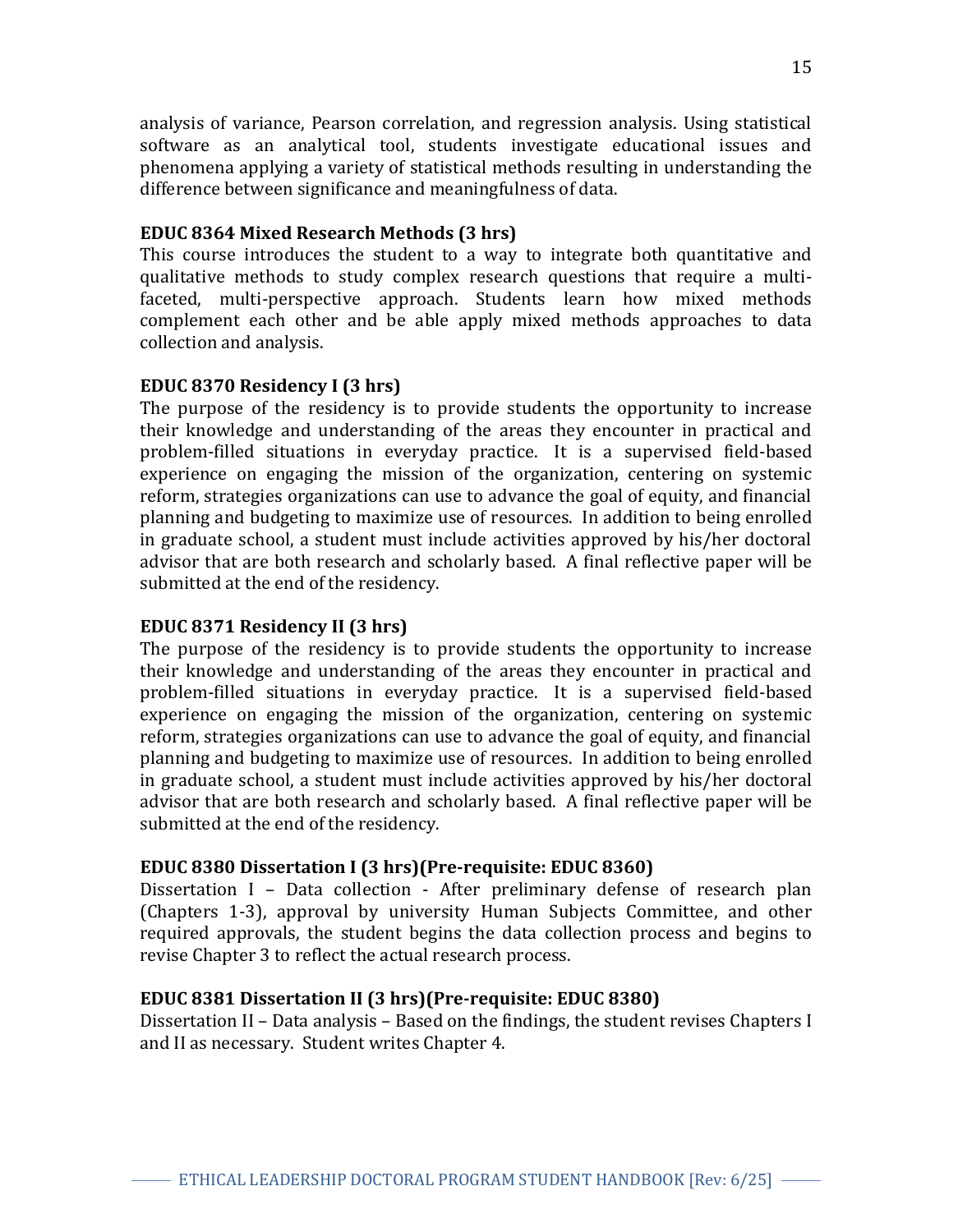analysis of variance, Pearson correlation, and regression analysis. Using statistical software as an analytical tool, students investigate educational issues and phenomena applying a variety of statistical methods resulting in understanding the difference between significance and meaningfulness of data.

**EDUC 8364 Mixed Research Methods (3 hrs)**
This course introduces the student to a way to integrate both quantitative and qualitative methods to study complex research questions that require a multi-faceted, multi-perspective approach. Students learn how mixed methods complement each other and be able apply mixed methods approaches to data collection and analysis.

**EDUC 8370 Residency I (3 hrs)**
The purpose of the residency is to provide students the opportunity to increase their knowledge and understanding of the areas they encounter in practical and problem-filled situations in everyday practice. It is a supervised field-based experience on engaging the mission of the organization, centering on systemic reform, strategies organizations can use to advance the goal of equity, and financial planning and budgeting to maximize use of resources. In addition to being enrolled in graduate school, a student must include activities approved by his/her doctoral advisor that are both research and scholarly based. A final reflective paper will be submitted at the end of the residency.

**EDUC 8371 Residency II (3 hrs)**
The purpose of the residency is to provide students the opportunity to increase their knowledge and understanding of the areas they encounter in practical and problem-filled situations in everyday practice. It is a supervised field-based experience on engaging the mission of the organization, centering on systemic reform, strategies organizations can use to advance the goal of equity, and financial planning and budgeting to maximize use of resources. In addition to being enrolled in graduate school, a student must include activities approved by his/her doctoral advisor that are both research and scholarly based. A final reflective paper will be submitted at the end of the residency.

**EDUC 8380 Dissertation I (3 hrs)(Pre-requisite: EDUC 8360)**
Dissertation I – Data collection - After preliminary defense of research plan (Chapters 1-3), approval by university Human Subjects Committee, and other required approvals, the student begins the data collection process and begins to revise Chapter 3 to reflect the actual research process.

**EDUC 8381 Dissertation II (3 hrs)(Pre-requisite: EDUC 8380)**
Dissertation II – Data analysis – Based on the findings, the student revises Chapters I and II as necessary. Student writes Chapter 4.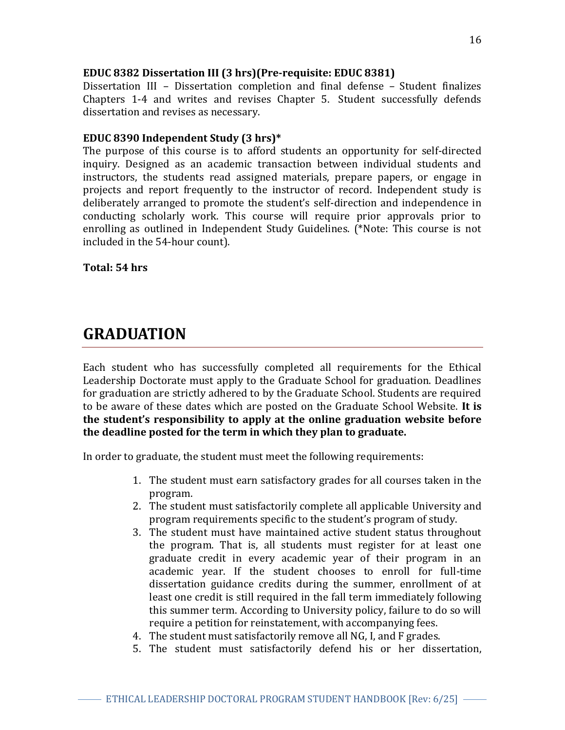**EDUC 8382 Dissertation III (3 hrs)(Pre-requisite: EDUC 8381)**
Dissertation III – Dissertation completion and final defense – Student finalizes Chapters 1-4 and writes and revises Chapter 5. Student successfully defends dissertation and revises as necessary.

**EDUC 8390 Independent Study (3 hrs)***
The purpose of this course is to afford students an opportunity for self-directed inquiry. Designed as an academic transaction between individual students and instructors, the students read assigned materials, prepare papers, or engage in projects and report frequently to the instructor of record. Independent study is deliberately arranged to promote the student's self-direction and independence in conducting scholarly work. This course will require prior approvals prior to enrolling as outlined in Independent Study Guidelines. (*Note: This course is not included in the 54-hour count).

**Total: 54 hrs**

# GRADUATION

Each student who has successfully completed all requirements for the Ethical Leadership Doctorate must apply to the Graduate School for graduation. Deadlines for graduation are strictly adhered to by the Graduate School. Students are required to be aware of these dates which are posted on the Graduate School Website. **It is the student's responsibility to apply at the online graduation website before the deadline posted for the term in which they plan to graduate.**

In order to graduate, the student must meet the following requirements:

1. The student must earn satisfactory grades for all courses taken in the program.
2. The student must satisfactorily complete all applicable University and program requirements specific to the student's program of study.
3. The student must have maintained active student status throughout the program. That is, all students must register for at least one graduate credit in every academic year of their program in an academic year. If the student chooses to enroll for full-time dissertation guidance credits during the summer, enrollment of at least one credit is still required in the fall term immediately following this summer term. According to University policy, failure to do so will require a petition for reinstatement, with accompanying fees.
4. The student must satisfactorily remove all NG, I, and F grades.
5. The student must satisfactorily defend his or her dissertation,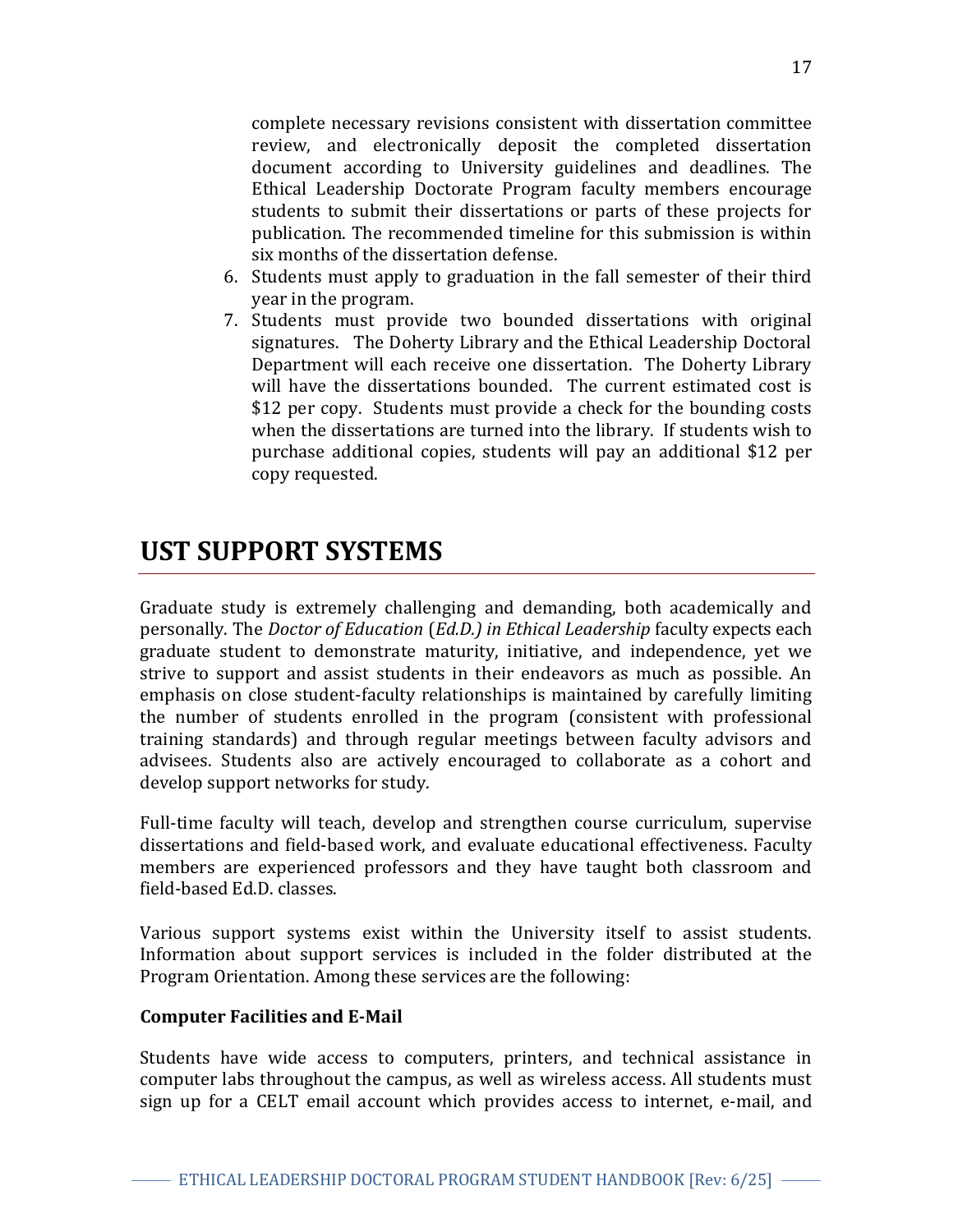complete necessary revisions consistent with dissertation committee review, and electronically deposit the completed dissertation document according to University guidelines and deadlines. The Ethical Leadership Doctorate Program faculty members encourage students to submit their dissertations or parts of these projects for publication. The recommended timeline for this submission is within six months of the dissertation defense.

6. Students must apply to graduation in the fall semester of their third year in the program.
7. Students must provide two bounded dissertations with original signatures. The Doherty Library and the Ethical Leadership Doctoral Department will each receive one dissertation. The Doherty Library will have the dissertations bounded. The current estimated cost is \$12 per copy. Students must provide a check for the bounding costs when the dissertations are turned into the library. If students wish to purchase additional copies, students will pay an additional \$12 per copy requested.

# UST SUPPORT SYSTEMS

Graduate study is extremely challenging and demanding, both academically and personally. The *Doctor of Education* (*Ed.D.) in Ethical Leadership* faculty expects each graduate student to demonstrate maturity, initiative, and independence, yet we strive to support and assist students in their endeavors as much as possible. An emphasis on close student-faculty relationships is maintained by carefully limiting the number of students enrolled in the program (consistent with professional training standards) and through regular meetings between faculty advisors and advisees. Students also are actively encouraged to collaborate as a cohort and develop support networks for study.

Full-time faculty will teach, develop and strengthen course curriculum, supervise dissertations and field-based work, and evaluate educational effectiveness. Faculty members are experienced professors and they have taught both classroom and field-based Ed.D. classes.

Various support systems exist within the University itself to assist students. Information about support services is included in the folder distributed at the Program Orientation. Among these services are the following:

**Computer Facilities and E-Mail**

Students have wide access to computers, printers, and technical assistance in computer labs throughout the campus, as well as wireless access. All students must sign up for a CELT email account which provides access to internet, e-mail, and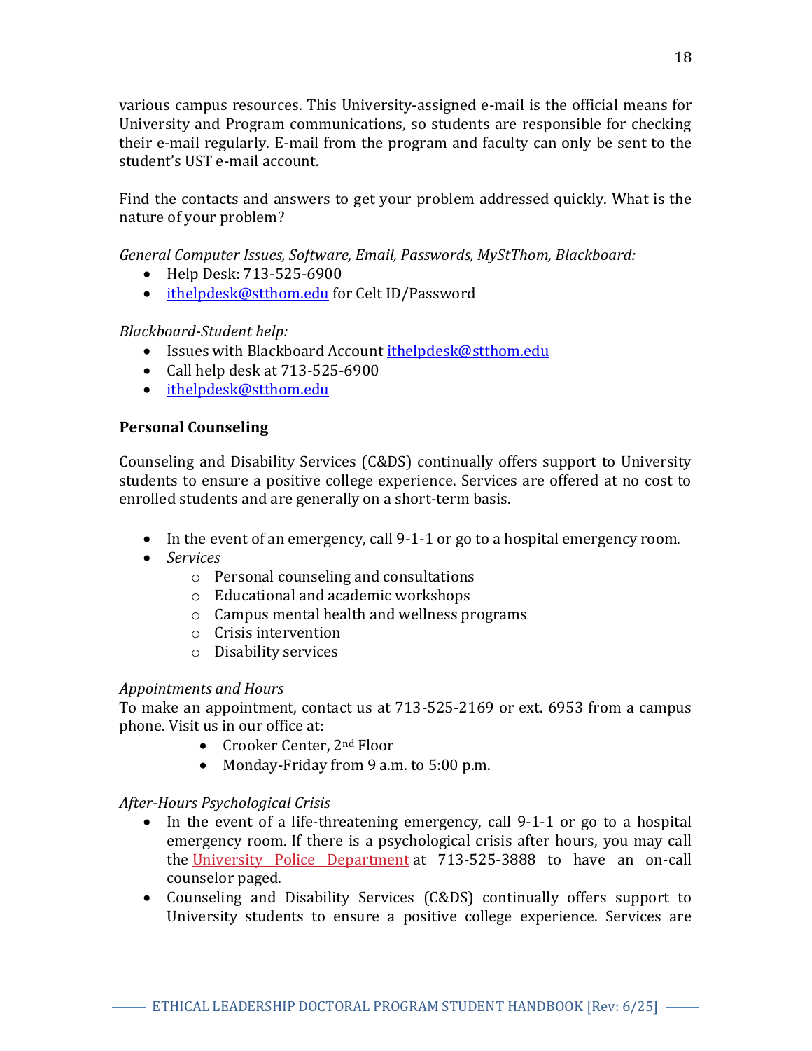various campus resources. This University-assigned e-mail is the official means for University and Program communications, so students are responsible for checking their e-mail regularly. E-mail from the program and faculty can only be sent to the student's UST e-mail account.

Find the contacts and answers to get your problem addressed quickly. What is the nature of your problem?

*General Computer Issues, Software, Email, Passwords, MyStThom, Blackboard:*

- Help Desk: 713-525-6900
- ithelpdesk@stthom.edu for Celt ID/Password

*Blackboard-Student help:*

- Issues with Blackboard Account ithelpdesk@stthom.edu
- Call help desk at 713-525-6900
- ithelpdesk@stthom.edu

**Personal Counseling**

Counseling and Disability Services (C&DS) continually offers support to University students to ensure a positive college experience. Services are offered at no cost to enrolled students and are generally on a short-term basis.

- In the event of an emergency, call 9-1-1 or go to a hospital emergency room.
- *Services*
    - Personal counseling and consultations
    - Educational and academic workshops
    - Campus mental health and wellness programs
    - Crisis intervention
    - Disability services

*Appointments and Hours*
To make an appointment, contact us at 713-525-2169 or ext. 6953 from a campus phone. Visit us in our office at:

- Crooker Center, 2nd Floor
- Monday-Friday from 9 a.m. to 5:00 p.m.

*After-Hours Psychological Crisis*

- In the event of a life-threatening emergency, call 9-1-1 or go to a hospital emergency room. If there is a psychological crisis after hours, you may call the University Police Department at 713-525-3888 to have an on-call counselor paged.
- Counseling and Disability Services (C&DS) continually offers support to University students to ensure a positive college experience. Services are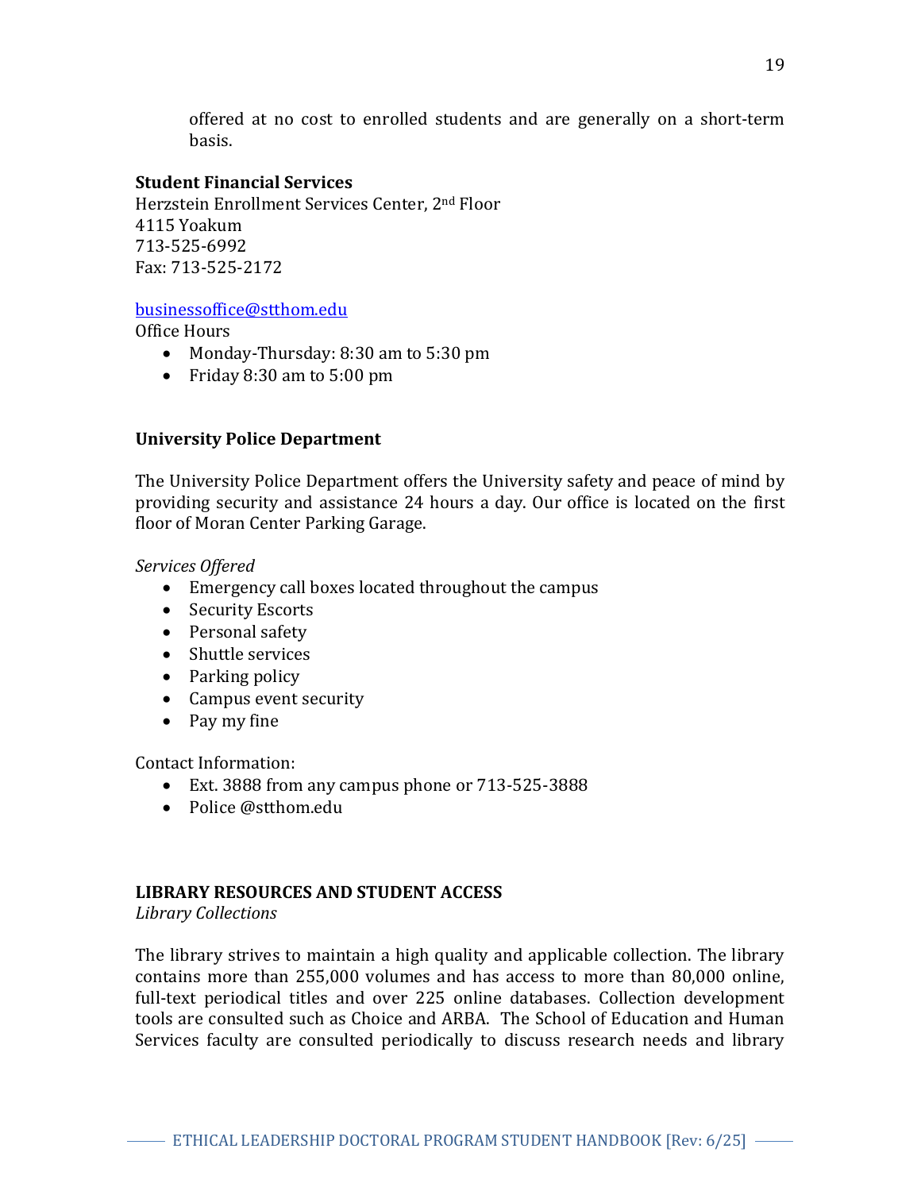offered at no cost to enrolled students and are generally on a short-term basis.

**Student Financial Services**
Herzstein Enrollment Services Center, 2nd Floor
4115 Yoakum
713-525-6992
Fax: 713-525-2172

businessoffice@stthom.edu
Office Hours

- Monday-Thursday: 8:30 am to 5:30 pm
- Friday 8:30 am to 5:00 pm

**University Police Department**

The University Police Department offers the University safety and peace of mind by providing security and assistance 24 hours a day. Our office is located on the first floor of Moran Center Parking Garage.

*Services Offered*

- Emergency call boxes located throughout the campus
- Security Escorts
- Personal safety
- Shuttle services
- Parking policy
- Campus event security
- Pay my fine

Contact Information:

- Ext. 3888 from any campus phone or 713-525-3888
- Police @stthom.edu

**LIBRARY RESOURCES AND STUDENT ACCESS**
*Library Collections*

The library strives to maintain a high quality and applicable collection. The library contains more than 255,000 volumes and has access to more than 80,000 online, full-text periodical titles and over 225 online databases. Collection development tools are consulted such as Choice and ARBA. The School of Education and Human Services faculty are consulted periodically to discuss research needs and library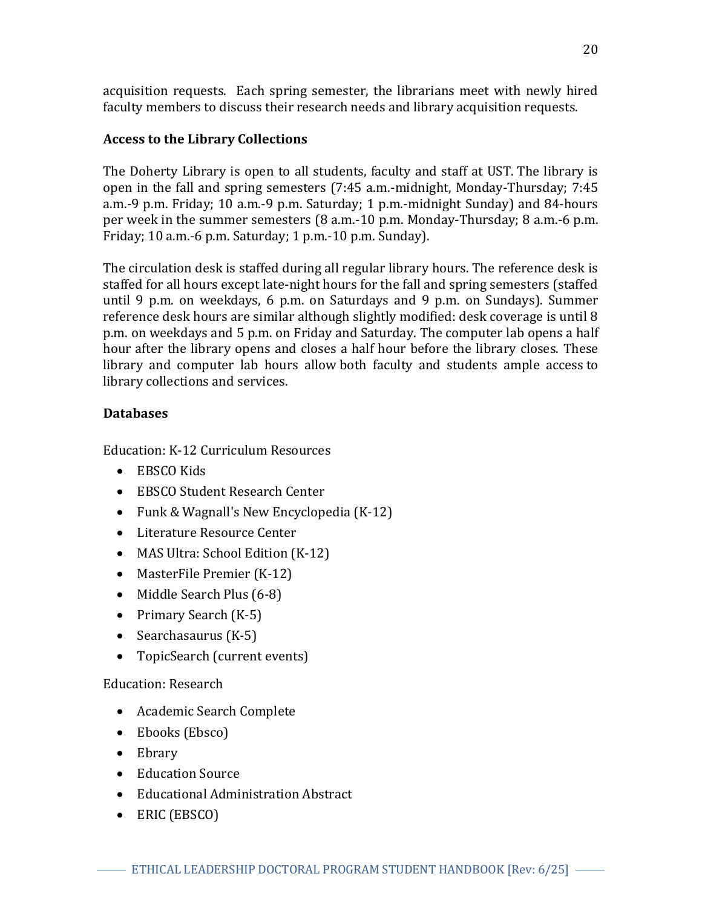acquisition requests. Each spring semester, the librarians meet with newly hired faculty members to discuss their research needs and library acquisition requests.

**Access to the Library Collections**

The Doherty Library is open to all students, faculty and staff at UST. The library is open in the fall and spring semesters (7:45 a.m.-midnight, Monday-Thursday; 7:45 a.m.-9 p.m. Friday; 10 a.m.-9 p.m. Saturday; 1 p.m.-midnight Sunday) and 84-hours per week in the summer semesters (8 a.m.-10 p.m. Monday-Thursday; 8 a.m.-6 p.m. Friday; 10 a.m.-6 p.m. Saturday; 1 p.m.-10 p.m. Sunday).

The circulation desk is staffed during all regular library hours. The reference desk is staffed for all hours except late-night hours for the fall and spring semesters (staffed until 9 p.m. on weekdays, 6 p.m. on Saturdays and 9 p.m. on Sundays). Summer reference desk hours are similar although slightly modified: desk coverage is until 8 p.m. on weekdays and 5 p.m. on Friday and Saturday. The computer lab opens a half hour after the library opens and closes a half hour before the library closes. These library and computer lab hours allow both faculty and students ample access to library collections and services.

**Databases**

Education: K-12 Curriculum Resources

- EBSCO Kids
- EBSCO Student Research Center
- Funk & Wagnall's New Encyclopedia (K-12)
- Literature Resource Center
- MAS Ultra: School Edition (K-12)
- MasterFile Premier (K-12)
- Middle Search Plus (6-8)
- Primary Search (K-5)
- Searchasaurus (K-5)
- TopicSearch (current events)

Education: Research

- Academic Search Complete
- Ebooks (Ebsco)
- Ebrary
- Education Source
- Educational Administration Abstract
- ERIC (EBSCO)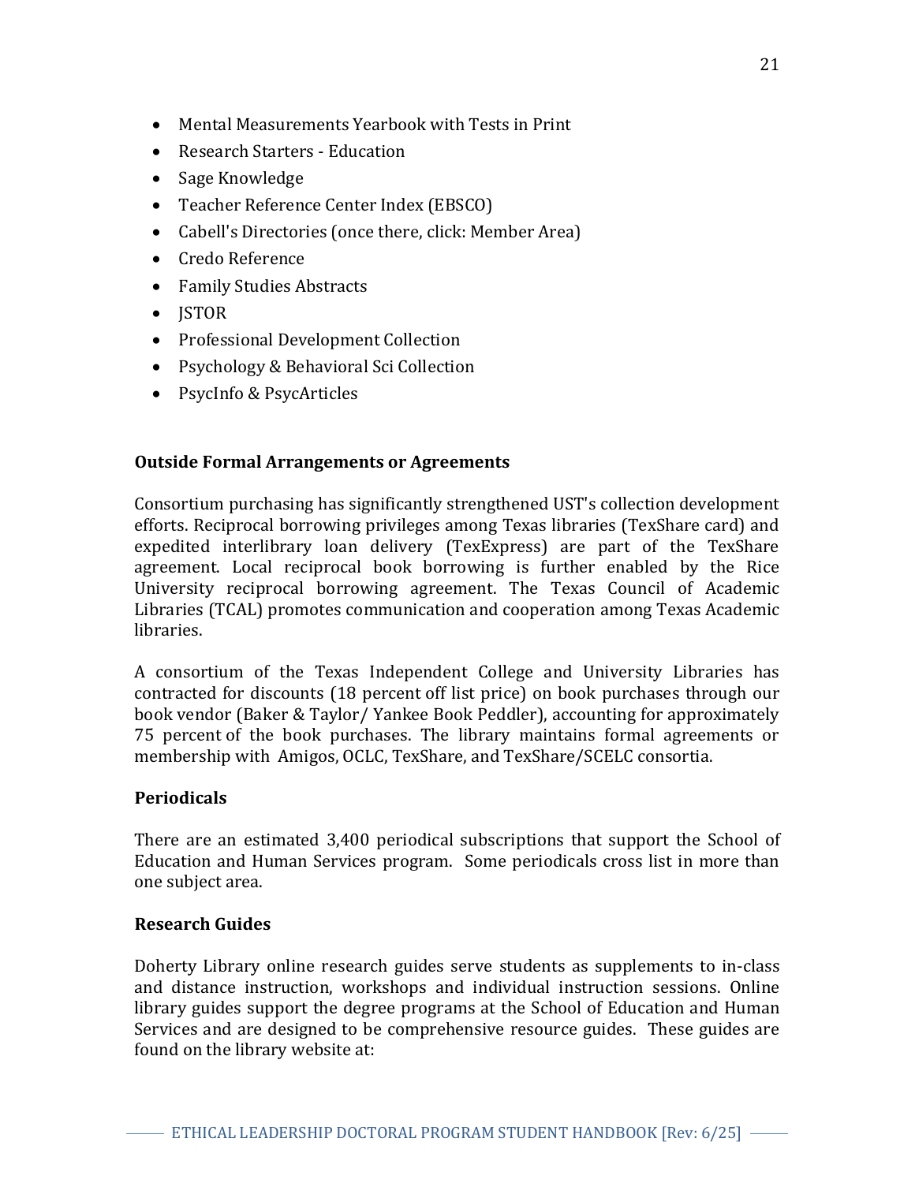- Mental Measurements Yearbook with Tests in Print
- Research Starters - Education
- Sage Knowledge
- Teacher Reference Center Index (EBSCO)
- Cabell's Directories (once there, click: Member Area)
- Credo Reference
- Family Studies Abstracts
- JSTOR
- Professional Development Collection
- Psychology & Behavioral Sci Collection
- PsycInfo & PsycArticles

**Outside Formal Arrangements or Agreements**

Consortium purchasing has significantly strengthened UST's collection development efforts. Reciprocal borrowing privileges among Texas libraries (TexShare card) and expedited interlibrary loan delivery (TexExpress) are part of the TexShare agreement. Local reciprocal book borrowing is further enabled by the Rice University reciprocal borrowing agreement. The Texas Council of Academic Libraries (TCAL) promotes communication and cooperation among Texas Academic libraries.

A consortium of the Texas Independent College and University Libraries has contracted for discounts (18 percent off list price) on book purchases through our book vendor (Baker & Taylor/ Yankee Book Peddler), accounting for approximately 75 percent of the book purchases. The library maintains formal agreements or membership with Amigos, OCLC, TexShare, and TexShare/SCELC consortia.

**Periodicals**

There are an estimated 3,400 periodical subscriptions that support the School of Education and Human Services program. Some periodicals cross list in more than one subject area.

**Research Guides**

Doherty Library online research guides serve students as supplements to in-class and distance instruction, workshops and individual instruction sessions. Online library guides support the degree programs at the School of Education and Human Services and are designed to be comprehensive resource guides. These guides are found on the library website at: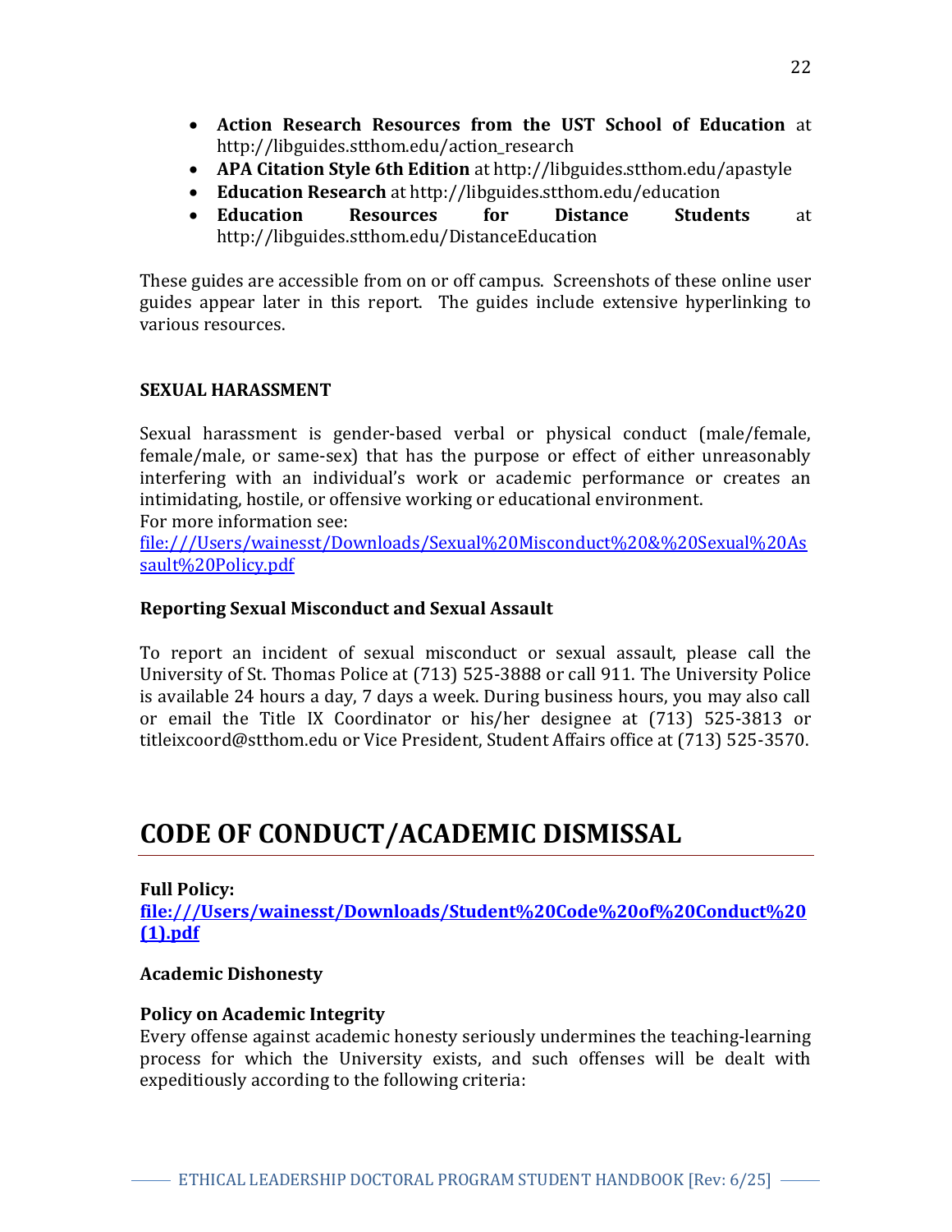- **Action Research Resources from the UST School of Education** at http://libguides.stthom.edu/action_research
- **APA Citation Style 6th Edition** at http://libguides.stthom.edu/apastyle
- **Education Research** at http://libguides.stthom.edu/education
- **Education Resources for Distance Students** at http://libguides.stthom.edu/DistanceEducation

These guides are accessible from on or off campus. Screenshots of these online user guides appear later in this report. The guides include extensive hyperlinking to various resources.

**SEXUAL HARASSMENT**

Sexual harassment is gender-based verbal or physical conduct (male/female, female/male, or same-sex) that has the purpose or effect of either unreasonably interfering with an individual's work or academic performance or creates an intimidating, hostile, or offensive working or educational environment.
For more information see:
[file:///Users/wainesst/Downloads/Sexual%20Misconduct%20&%20Sexual%20Assault%20Policy.pdf](file:///Users/wainesst/Downloads/Sexual%20Misconduct%20&%20Sexual%20Assault%20Policy.pdf)

**Reporting Sexual Misconduct and Sexual Assault**

To report an incident of sexual misconduct or sexual assault, please call the University of St. Thomas Police at (713) 525-3888 or call 911. The University Police is available 24 hours a day, 7 days a week. During business hours, you may also call or email the Title IX Coordinator or his/her designee at (713) 525-3813 or titleixcoord@stthom.edu or Vice President, Student Affairs office at (713) 525-3570.

# CODE OF CONDUCT/ACADEMIC DISMISSAL

**Full Policy:**
**[file:///Users/wainesst/Downloads/Student%20Code%20of%20Conduct%20(1).pdf](file:///Users/wainesst/Downloads/Student%20Code%20of%20Conduct%20(1).pdf)**

**Academic Dishonesty**

**Policy on Academic Integrity**
Every offense against academic honesty seriously undermines the teaching-learning process for which the University exists, and such offenses will be dealt with expeditiously according to the following criteria: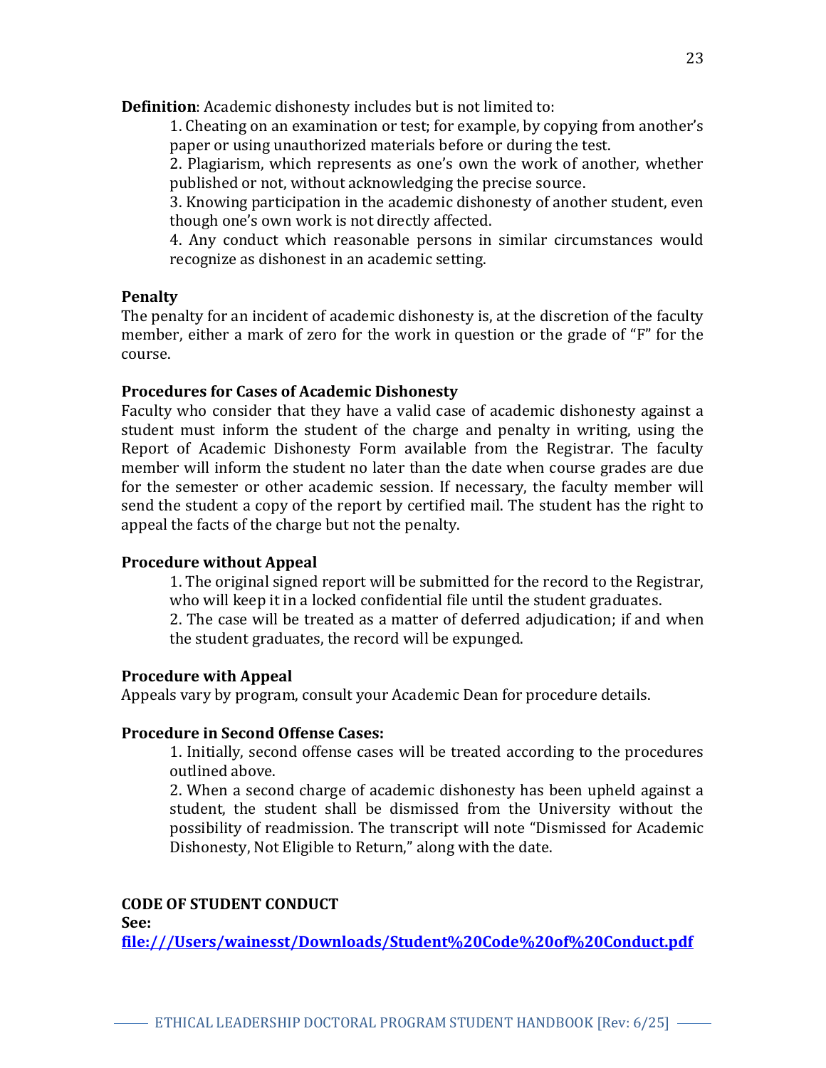**Definition**: Academic dishonesty includes but is not limited to:

1. Cheating on an examination or test; for example, by copying from another's paper or using unauthorized materials before or during the test.
2. Plagiarism, which represents as one's own the work of another, whether published or not, without acknowledging the precise source.
3. Knowing participation in the academic dishonesty of another student, even though one's own work is not directly affected.
4. Any conduct which reasonable persons in similar circumstances would recognize as dishonest in an academic setting.

**Penalty**

The penalty for an incident of academic dishonesty is, at the discretion of the faculty member, either a mark of zero for the work in question or the grade of "F" for the course.

**Procedures for Cases of Academic Dishonesty**

Faculty who consider that they have a valid case of academic dishonesty against a student must inform the student of the charge and penalty in writing, using the Report of Academic Dishonesty Form available from the Registrar. The faculty member will inform the student no later than the date when course grades are due for the semester or other academic session. If necessary, the faculty member will send the student a copy of the report by certified mail. The student has the right to appeal the facts of the charge but not the penalty.

**Procedure without Appeal**

1. The original signed report will be submitted for the record to the Registrar, who will keep it in a locked confidential file until the student graduates.
2. The case will be treated as a matter of deferred adjudication; if and when the student graduates, the record will be expunged.

**Procedure with Appeal**

Appeals vary by program, consult your Academic Dean for procedure details.

**Procedure in Second Offense Cases:**

1. Initially, second offense cases will be treated according to the procedures outlined above.
2. When a second charge of academic dishonesty has been upheld against a student, the student shall be dismissed from the University without the possibility of readmission. The transcript will note "Dismissed for Academic Dishonesty, Not Eligible to Return," along with the date.

**CODE OF STUDENT CONDUCT**

**See:**
**file:///Users/wainesst/Downloads/Student%20Code%20of%20Conduct.pdf**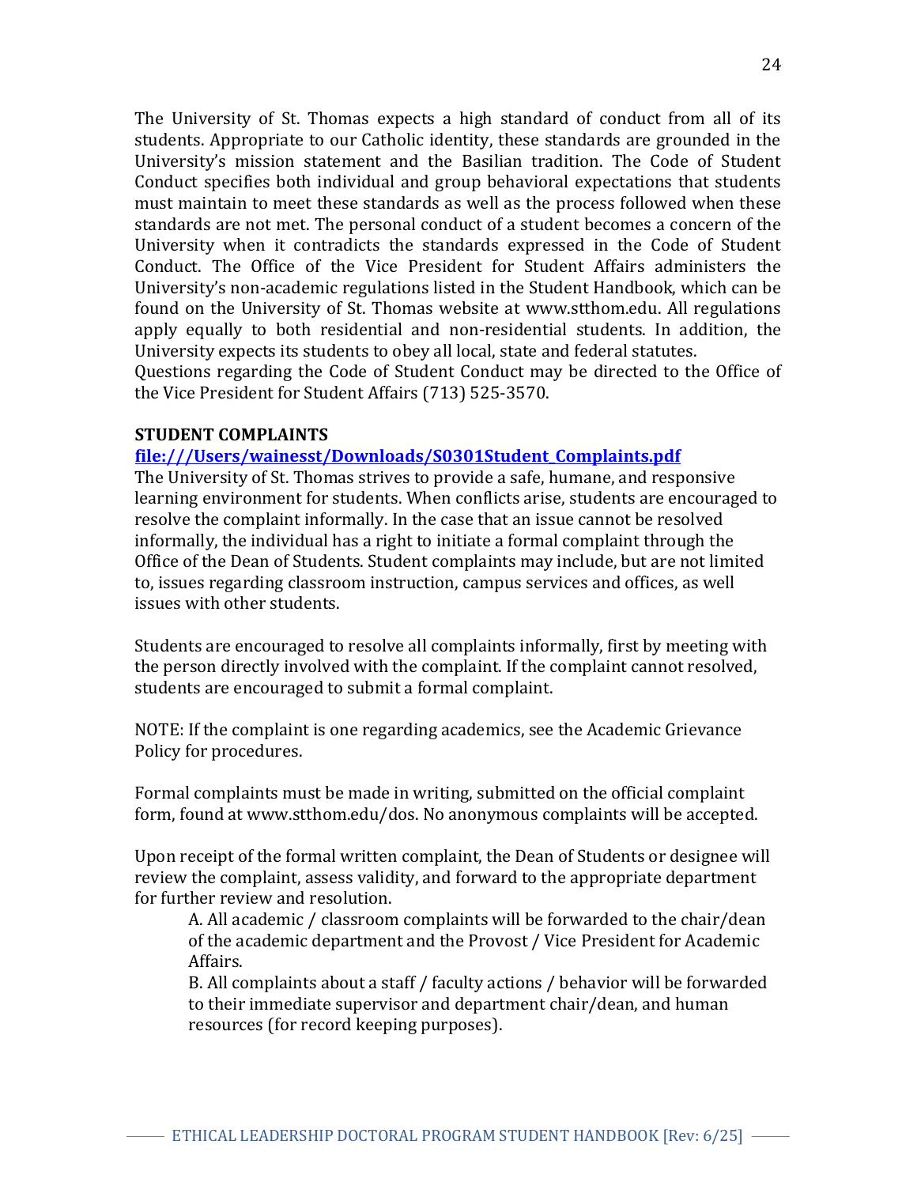The University of St. Thomas expects a high standard of conduct from all of its students. Appropriate to our Catholic identity, these standards are grounded in the University's mission statement and the Basilian tradition. The Code of Student Conduct specifies both individual and group behavioral expectations that students must maintain to meet these standards as well as the process followed when these standards are not met. The personal conduct of a student becomes a concern of the University when it contradicts the standards expressed in the Code of Student Conduct. The Office of the Vice President for Student Affairs administers the University's non-academic regulations listed in the Student Handbook, which can be found on the University of St. Thomas website at www.stthom.edu. All regulations apply equally to both residential and non-residential students. In addition, the University expects its students to obey all local, state and federal statutes.
Questions regarding the Code of Student Conduct may be directed to the Office of the Vice President for Student Affairs (713) 525-3570.

**STUDENT COMPLAINTS**

**file:///Users/wainesst/Downloads/S0301Student_Complaints.pdf**

The University of St. Thomas strives to provide a safe, humane, and responsive learning environment for students. When conflicts arise, students are encouraged to resolve the complaint informally. In the case that an issue cannot be resolved informally, the individual has a right to initiate a formal complaint through the Office of the Dean of Students. Student complaints may include, but are not limited to, issues regarding classroom instruction, campus services and offices, as well issues with other students.

Students are encouraged to resolve all complaints informally, first by meeting with the person directly involved with the complaint. If the complaint cannot resolved, students are encouraged to submit a formal complaint.

NOTE: If the complaint is one regarding academics, see the Academic Grievance Policy for procedures.

Formal complaints must be made in writing, submitted on the official complaint form, found at www.stthom.edu/dos. No anonymous complaints will be accepted.

Upon receipt of the formal written complaint, the Dean of Students or designee will review the complaint, assess validity, and forward to the appropriate department for further review and resolution.

A. All academic / classroom complaints will be forwarded to the chair/dean of the academic department and the Provost / Vice President for Academic Affairs.

B. All complaints about a staff / faculty actions / behavior will be forwarded to their immediate supervisor and department chair/dean, and human resources (for record keeping purposes).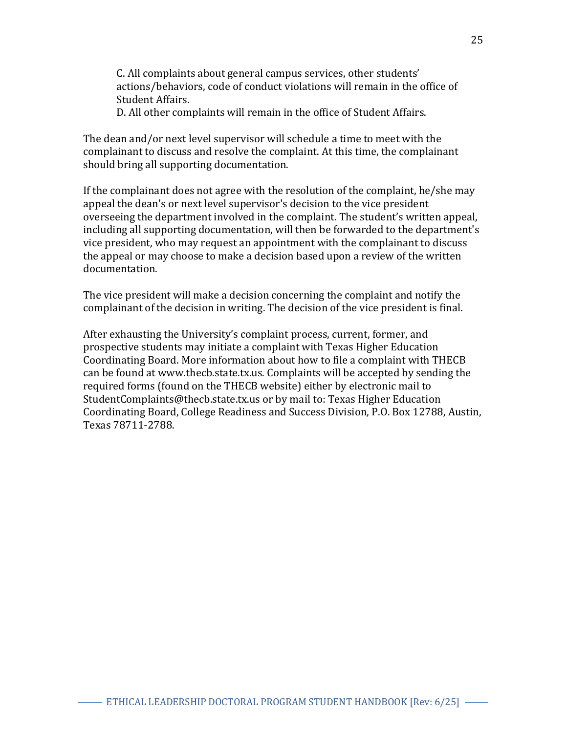C. All complaints about general campus services, other students' actions/behaviors, code of conduct violations will remain in the office of Student Affairs.

D. All other complaints will remain in the office of Student Affairs.

The dean and/or next level supervisor will schedule a time to meet with the complainant to discuss and resolve the complaint. At this time, the complainant should bring all supporting documentation.

If the complainant does not agree with the resolution of the complaint, he/she may appeal the dean's or next level supervisor's decision to the vice president overseeing the department involved in the complaint. The student's written appeal, including all supporting documentation, will then be forwarded to the department's vice president, who may request an appointment with the complainant to discuss the appeal or may choose to make a decision based upon a review of the written documentation.

The vice president will make a decision concerning the complaint and notify the complainant of the decision in writing. The decision of the vice president is final.

After exhausting the University's complaint process, current, former, and prospective students may initiate a complaint with Texas Higher Education Coordinating Board. More information about how to file a complaint with THECB can be found at www.thecb.state.tx.us. Complaints will be accepted by sending the required forms (found on the THECB website) either by electronic mail to StudentComplaints@thecb.state.tx.us or by mail to: Texas Higher Education Coordinating Board, College Readiness and Success Division, P.O. Box 12788, Austin, Texas 78711-2788.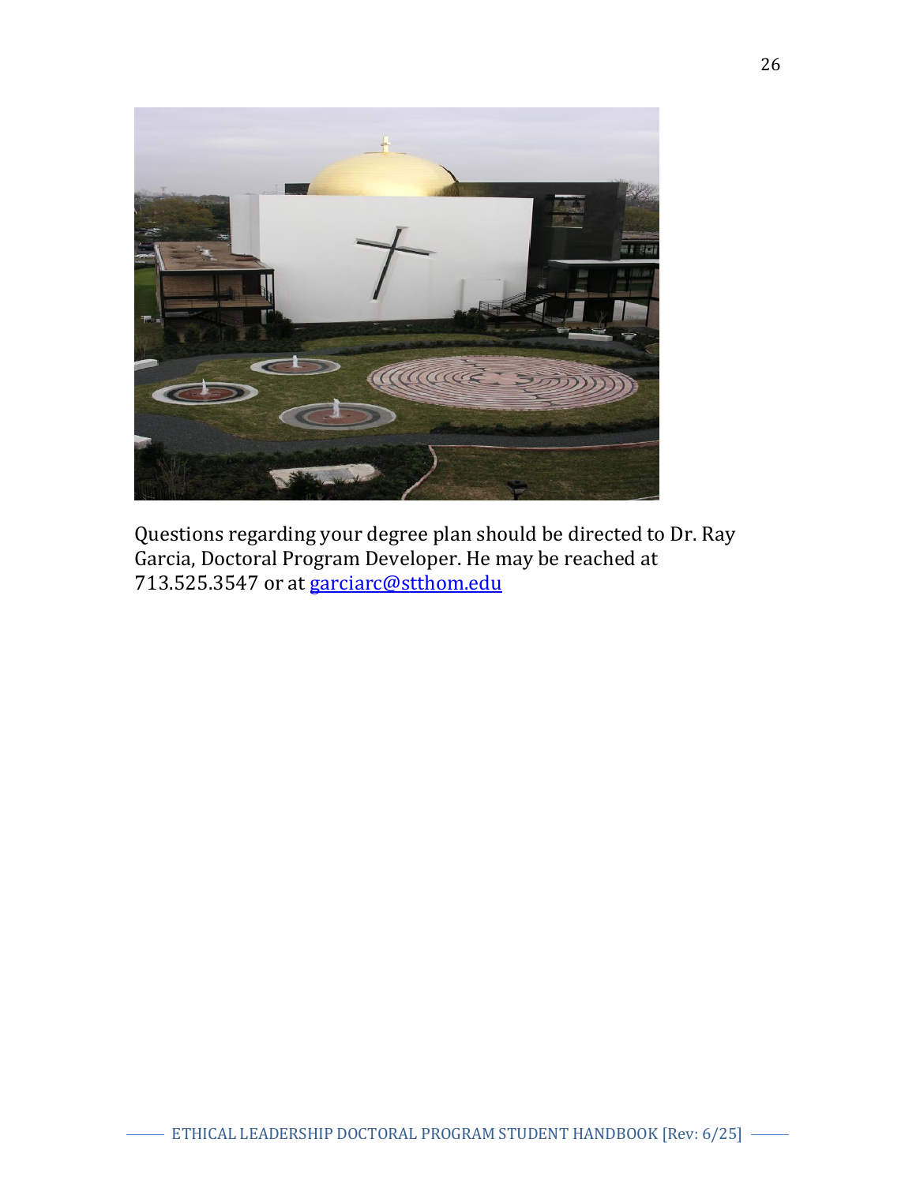Questions regarding your degree plan should be directed to Dr. Ray Garcia, Doctoral Program Developer. He may be reached at 713.525.3547 or at [garciarc@stthom.edu](mailto:garciarc@stthom.edu)